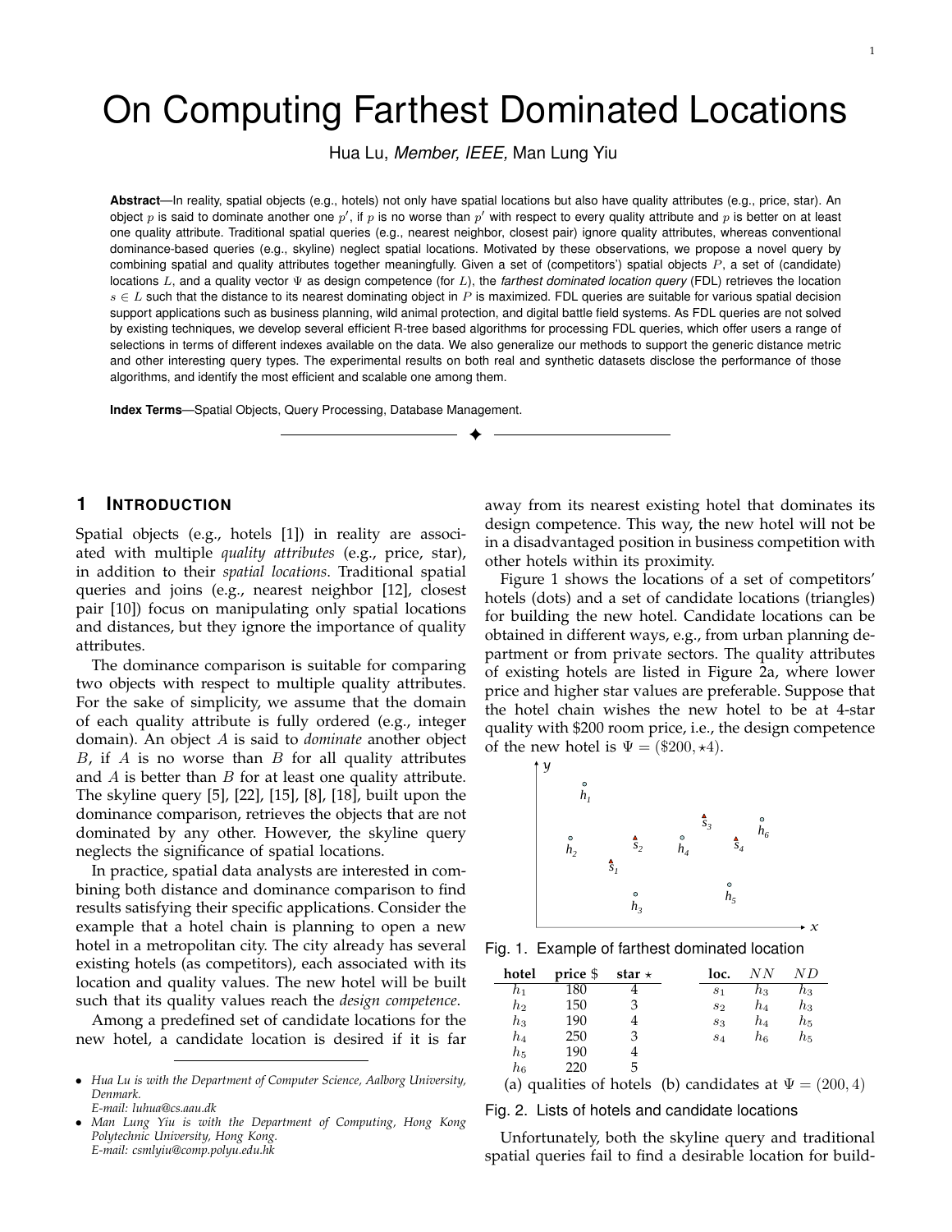# On Computing Farthest Dominated Locations

Hua Lu, *Member, IEEE*, Man Lung Yiu

**Abstract**—In reality, spatial objects (e.g., hotels) not only have spatial locations but also have quality attributes (e.g., price, star). An object $p$ is said to dominate another one $p'$, if $p$ is no worse than $p'$ with respect to every quality attribute and $p$ is better on at least one quality attribute. Traditional spatial queries (e.g., nearest neighbor, closest pair) ignore quality attributes, whereas conventional dominance-based queries (e.g., skyline) neglect spatial locations. Motivated by these observations, we propose a novel query by combining spatial and quality attributes together meaningfully. Given a set of (competitors') spatial objects $P$, a set of (candidate) locations $L$, and a quality vector $\Psi$ as design competence (for $L$), the *farthest dominated location query* (FDL) retrieves the location $s \in L$ such that the distance to its nearest dominating object in $P$ is maximized. FDL queries are suitable for various spatial decision support applications such as business planning, wild animal protection, and digital battle field systems. As FDL queries are not solved by existing techniques, we develop several efficient R-tree based algorithms for processing FDL queries, which offer users a range of selections in terms of different indexes available on the data. We also generalize our methods to support the generic distance metric and other interesting query types. The experimental results on both real and synthetic datasets disclose the performance of those algorithms, and identify the most efficient and scalable one among them.

**Index Terms**—Spatial Objects, Query Processing, Database Management.

## 1 Introduction

Spatial objects (e.g., hotels [1]) in reality are associated with multiple *quality attributes* (e.g., price, star), in addition to their *spatial locations*. Traditional spatial queries and joins (e.g., nearest neighbor [12], closest pair [10]) focus on manipulating only spatial locations and distances, but they ignore the importance of quality attributes.

The dominance comparison is suitable for comparing two objects with respect to multiple quality attributes. For the sake of simplicity, we assume that the domain of each quality attribute is fully ordered (e.g., integer domain). An object $A$ is said to *dominate* another object $B$, if $A$ is no worse than $B$ for all quality attributes and $A$ is better than $B$ for at least one quality attribute. The skyline query [5], [22], [15], [8], [18], built upon the dominance comparison, retrieves the objects that are not dominated by any other. However, the skyline query neglects the significance of spatial locations.

In practice, spatial data analysts are interested in combining both distance and dominance comparison to find results satisfying their specific applications. Consider the example that a hotel chain is planning to open a new hotel in a metropolitan city. The city already has several existing hotels (as competitors), each associated with its location and quality values. The new hotel will be built such that its quality values reach the *design competence*.

Among a predefined set of candidate locations for the new hotel, a candidate location is desired if it is far away from its nearest existing hotel that dominates its design competence. This way, the new hotel will not be in a disadvantaged position in business competition with other hotels within its proximity.

Figure 1 shows the locations of a set of competitors' hotels (dots) and a set of candidate locations (triangles) for building the new hotel. Candidate locations can be obtained in different ways, e.g., from urban planning department or from private sectors. The quality attributes of existing hotels are listed in Figure 2a, where lower price and higher star values are preferable. Suppose that the hotel chain wishes the new hotel to be at 4-star quality with \$200 room price, i.e., the design competence of the new hotel is $\Psi = (\$200, \star 4)$.

Fig. 1. Example of farthest dominated location

| hotel | price \$ | star $\star$ |
|---|---|---|
| $h_1$ | 180 | 4 |
| $h_2$ | 150 | 3 |
| $h_3$ | 190 | 4 |
| $h_4$ | 250 | 3 |
| $h_5$ | 190 | 4 |
| $h_6$ | 220 | 5 |

(a) qualities of hotels

| loc. | $NN$ | $ND$ |
|---|---|---|
| $s_1$ | $h_3$ | $h_3$ |
| $s_2$ | $h_4$ | $h_3$ |
| $s_3$ | $h_4$ | $h_5$ |
| $s_4$ | $h_6$ | $h_5$ |

(b) candidates at $\Psi = (200, 4)$

Fig. 2. Lists of hotels and candidate locations

Unfortunately, both the skyline query and traditional spatial queries fail to find a desirable location for build-

- *Hua Lu is with the Department of Computer Science, Aalborg University, Denmark.*
  *E-mail: luhua@cs.aau.dk*
- *Man Lung Yiu is with the Department of Computing, Hong Kong Polytechnic University, Hong Kong.*
  *E-mail: csmlyiu@comp.polyu.edu.hk*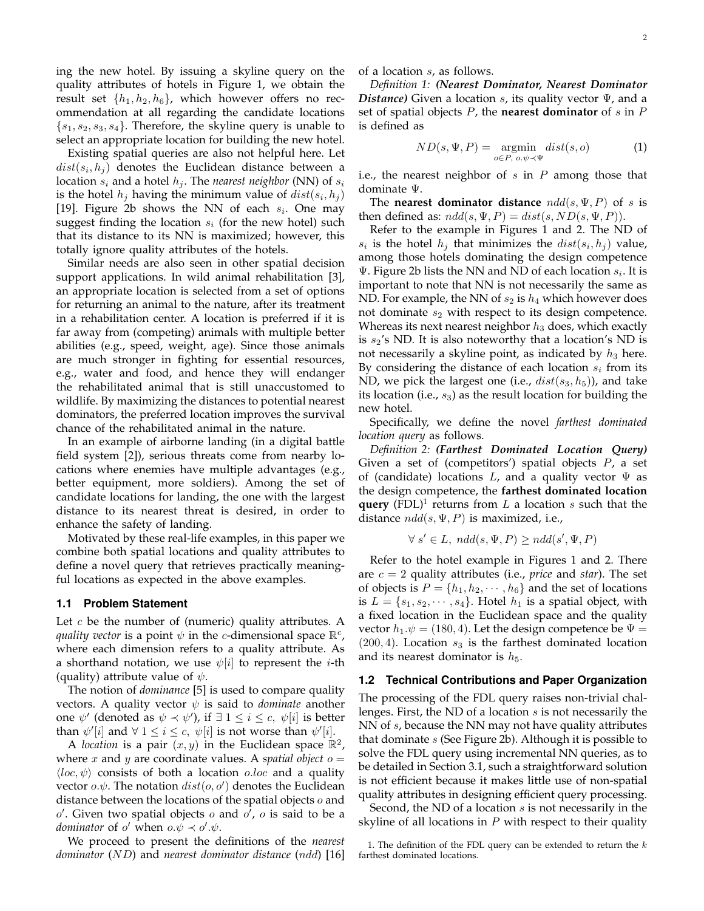ing the new hotel. By issuing a skyline query on the quality attributes of hotels in Figure 1, we obtain the result set $\{h_1, h_2, h_6\}$, which however offers no recommendation at all regarding the candidate locations $\{s_1, s_2, s_3, s_4\}$. Therefore, the skyline query is unable to select an appropriate location for building the new hotel.

Existing spatial queries are also not helpful here. Let $dist(s_i, h_j)$ denotes the Euclidean distance between a location $s_i$ and a hotel $h_j$. The *nearest neighbor* (NN) of $s_i$ is the hotel $h_j$ having the minimum value of $dist(s_i, h_j)$ [19]. Figure 2b shows the NN of each $s_i$. One may suggest finding the location $s_i$ (for the new hotel) such that its distance to its NN is maximized; however, this totally ignore quality attributes of the hotels.

Similar needs are also seen in other spatial decision support applications. In wild animal rehabilitation [3], an appropriate location is selected from a set of options for returning an animal to the nature, after its treatment in a rehabilitation center. A location is preferred if it is far away from (competing) animals with multiple better abilities (e.g., speed, weight, age). Since those animals are much stronger in fighting for essential resources, e.g., water and food, and hence they will endanger the rehabilitated animal that is still unaccustomed to wildlife. By maximizing the distances to potential nearest dominators, the preferred location improves the survival chance of the rehabilitated animal in the nature.

In an example of airborne landing (in a digital battle field system [2]), serious threats come from nearby locations where enemies have multiple advantages (e.g., better equipment, more soldiers). Among the set of candidate locations for landing, the one with the largest distance to its nearest threat is desired, in order to enhance the safety of landing.

Motivated by these real-life examples, in this paper we combine both spatial locations and quality attributes to define a novel query that retrieves practically meaningful locations as expected in the above examples.

### 1.1 Problem Statement

Let $c$ be the number of (numeric) quality attributes. A *quality vector* is a point $\psi$ in the $c$-dimensional space $\mathbb{R}^c$, where each dimension refers to a quality attribute. As a shorthand notation, we use $\psi[i]$ to represent the $i$-th (quality) attribute value of $\psi$.

The notion of *dominance* [5] is used to compare quality vectors. A quality vector $\psi$ is said to *dominate* another one $\psi'$ (denoted as $\psi \prec \psi'$), if $\exists\, 1 \le i \le c,\ \psi[i]$ is better than $\psi'[i]$ and $\forall\, 1 \le i \le c,\ \psi[i]$ is not worse than $\psi'[i]$.

A *location* is a pair $(x, y)$ in the Euclidean space $\mathbb{R}^2$, where $x$ and $y$ are coordinate values. A *spatial object* $o = \langle loc, \psi \rangle$ consists of both a location $o.loc$ and a quality vector $o.\psi$. The notation $dist(o, o')$ denotes the Euclidean distance between the locations of the spatial objects $o$ and $o'$. Given two spatial objects $o$ and $o'$, $o$ is said to be a *dominator* of $o'$ when $o.\psi \prec o'.\psi$.

We proceed to present the definitions of the *nearest dominator* ($ND$) and *nearest dominator distance* ($ndd$) [16] of a location $s$, as follows.

*Definition 1:* ***(Nearest Dominator, Nearest Dominator Distance)*** Given a location $s$, its quality vector $\Psi$, and a set of spatial objects $P$, the **nearest dominator** of $s$ in $P$ is defined as

$$ND(s, \Psi, P) = \underset{o \in P,\ o.\psi \prec \Psi}{\operatorname{argmin}}\ dist(s, o) \tag{1}$$

i.e., the nearest neighbor of $s$ in $P$ among those that dominate $\Psi$.

The **nearest dominator distance** $ndd(s, \Psi, P)$ of $s$ is then defined as: $ndd(s, \Psi, P) = dist(s, ND(s, \Psi, P))$.

Refer to the example in Figures 1 and 2. The ND of $s_i$ is the hotel $h_j$ that minimizes the $dist(s_i, h_j)$ value, among those hotels dominating the design competence $\Psi$. Figure 2b lists the NN and ND of each location $s_i$. It is important to note that NN is not necessarily the same as ND. For example, the NN of $s_2$ is $h_4$ which however does not dominate $s_2$ with respect to its design competence. Whereas its next nearest neighbor $h_3$ does, which exactly is $s_2$'s ND. It is also noteworthy that a location's ND is not necessarily a skyline point, as indicated by $h_3$ here. By considering the distance of each location $s_i$ from its ND, we pick the largest one (i.e., $dist(s_3, h_5)$), and take its location (i.e., $s_3$) as the result location for building the new hotel.

Specifically, we define the novel *farthest dominated location query* as follows.

*Definition 2:* ***(Farthest Dominated Location Query)*** Given a set of (competitors') spatial objects $P$, a set of (candidate) locations $L$, and a quality vector $\Psi$ as the design competence, the **farthest dominated location query** (FDL)[1] returns from $L$ a location $s$ such that the distance $ndd(s, \Psi, P)$ is maximized, i.e.,

$$\forall\, s' \in L,\ ndd(s, \Psi, P) \ge ndd(s', \Psi, P)$$

Refer to the hotel example in Figures 1 and 2. There are $c = 2$ quality attributes (i.e., *price* and *star*). The set of objects is $P = \{h_1, h_2, \cdots, h_6\}$ and the set of locations is $L = \{s_1, s_2, \cdots, s_4\}$. Hotel $h_1$ is a spatial object, with a fixed location in the Euclidean space and the quality vector $h_1.\psi = (180, 4)$. Let the design competence be $\Psi = (200, 4)$. Location $s_3$ is the farthest dominated location and its nearest dominator is $h_5$.

### 1.2 Technical Contributions and Paper Organization

The processing of the FDL query raises non-trivial challenges. First, the ND of a location $s$ is not necessarily the NN of $s$, because the NN may not have quality attributes that dominate $s$ (See Figure 2b). Although it is possible to solve the FDL query using incremental NN queries, as to be detailed in Section 3.1, such a straightforward solution is not efficient because it makes little use of non-spatial quality attributes in designing efficient query processing.

Second, the ND of a location $s$ is not necessarily in the skyline of all locations in $P$ with respect to their quality

1. The definition of the FDL query can be extended to return the $k$ farthest dominated locations.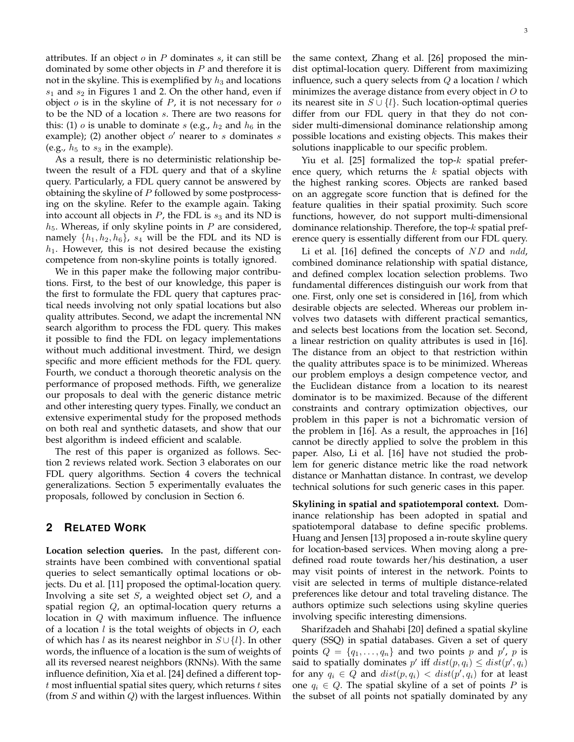attributes. If an object $o$ in $P$ dominates $s$, it can still be dominated by some other objects in $P$ and therefore it is not in the skyline. This is exemplified by $h_3$ and locations $s_1$ and $s_2$ in Figures 1 and 2. On the other hand, even if object $o$ is in the skyline of $P$, it is not necessary for $o$ to be the ND of a location $s$. There are two reasons for this: (1) $o$ is unable to dominate $s$ (e.g., $h_2$ and $h_6$ in the example); (2) another object $o'$ nearer to $s$ dominates $s$ (e.g., $h_5$ to $s_3$ in the example).

As a result, there is no deterministic relationship between the result of a FDL query and that of a skyline query. Particularly, a FDL query cannot be answered by obtaining the skyline of $P$ followed by some postprocessing on the skyline. Refer to the example again. Taking into account all objects in $P$, the FDL is $s_3$ and its ND is $h_5$. Whereas, if only skyline points in $P$ are considered, namely $\{h_1, h_2, h_6\}$, $s_4$ will be the FDL and its ND is $h_1$. However, this is not desired because the existing competence from non-skyline points is totally ignored.

We in this paper make the following major contributions. First, to the best of our knowledge, this paper is the first to formulate the FDL query that captures practical needs involving not only spatial locations but also quality attributes. Second, we adapt the incremental NN search algorithm to process the FDL query. This makes it possible to find the FDL on legacy implementations without much additional investment. Third, we design specific and more efficient methods for the FDL query. Fourth, we conduct a thorough theoretic analysis on the performance of proposed methods. Fifth, we generalize our proposals to deal with the generic distance metric and other interesting query types. Finally, we conduct an extensive experimental study for the proposed methods on both real and synthetic datasets, and show that our best algorithm is indeed efficient and scalable.

The rest of this paper is organized as follows. Section 2 reviews related work. Section 3 elaborates on our FDL query algorithms. Section 4 covers the technical generalizations. Section 5 experimentally evaluates the proposals, followed by conclusion in Section 6.

## 2 Related Work

**Location selection queries.** In the past, different constraints have been combined with conventional spatial queries to select semantically optimal locations or objects. Du et al. [11] proposed the optimal-location query. Involving a site set $S$, a weighted object set $O$, and a spatial region $Q$, an optimal-location query returns a location in $Q$ with maximum influence. The influence of a location $l$ is the total weights of objects in $O$, each of which has $l$ as its nearest neighbor in $S \cup \{l\}$. In other words, the influence of a location is the sum of weights of all its reversed nearest neighbors (RNNs). With the same influence definition, Xia et al. [24] defined a different top-$t$ most influential spatial sites query, which returns $t$ sites (from $S$ and within $Q$) with the largest influences. Within the same context, Zhang et al. [26] proposed the min-dist optimal-location query. Different from maximizing influence, such a query selects from $Q$ a location $l$ which minimizes the average distance from every object in $O$ to its nearest site in $S \cup \{l\}$. Such location-optimal queries differ from our FDL query in that they do not consider multi-dimensional dominance relationship among possible locations and existing objects. This makes their solutions inapplicable to our specific problem.

Yiu et al. [25] formalized the top-$k$ spatial preference query, which returns the $k$ spatial objects with the highest ranking scores. Objects are ranked based on an aggregate score function that is defined for the feature qualities in their spatial proximity. Such score functions, however, do not support multi-dimensional dominance relationship. Therefore, the top-$k$ spatial preference query is essentially different from our FDL query.

Li et al. [16] defined the concepts of $ND$ and $ndd$, combined dominance relationship with spatial distance, and defined complex location selection problems. Two fundamental differences distinguish our work from that one. First, only one set is considered in [16], from which desirable objects are selected. Whereas our problem involves two datasets with different practical semantics, and selects best locations from the location set. Second, a linear restriction on quality attributes is used in [16]. The distance from an object to that restriction within the quality attributes space is to be minimized. Whereas our problem employs a design competence vector, and the Euclidean distance from a location to its nearest dominator is to be maximized. Because of the different constraints and contrary optimization objectives, our problem in this paper is not a bichromatic version of the problem in [16]. As a result, the approaches in [16] cannot be directly applied to solve the problem in this paper. Also, Li et al. [16] have not studied the problem for generic distance metric like the road network distance or Manhattan distance. In contrast, we develop technical solutions for such generic cases in this paper.

**Skylining in spatial and spatiotemporal context.** Dominance relationship has been adopted in spatial and spatiotemporal database to define specific problems. Huang and Jensen [13] proposed a in-route skyline query for location-based services. When moving along a predefined road route towards her/his destination, a user may visit points of interest in the network. Points to visit are selected in terms of multiple distance-related preferences like detour and total traveling distance. The authors optimize such selections using skyline queries involving specific interesting dimensions.

Sharifzadeh and Shahabi [20] defined a spatial skyline query (SSQ) in spatial databases. Given a set of query points $Q = \{q_1, \dots, q_n\}$ and two points $p$ and $p'$, $p$ is said to spatially dominates $p'$ iff $dist(p, q_i) \leq dist(p', q_i)$ for any $q_i \in Q$ and $dist(p, q_i) < dist(p', q_i)$ for at least one $q_i \in Q$. The spatial skyline of a set of points $P$ is the subset of all points not spatially dominated by any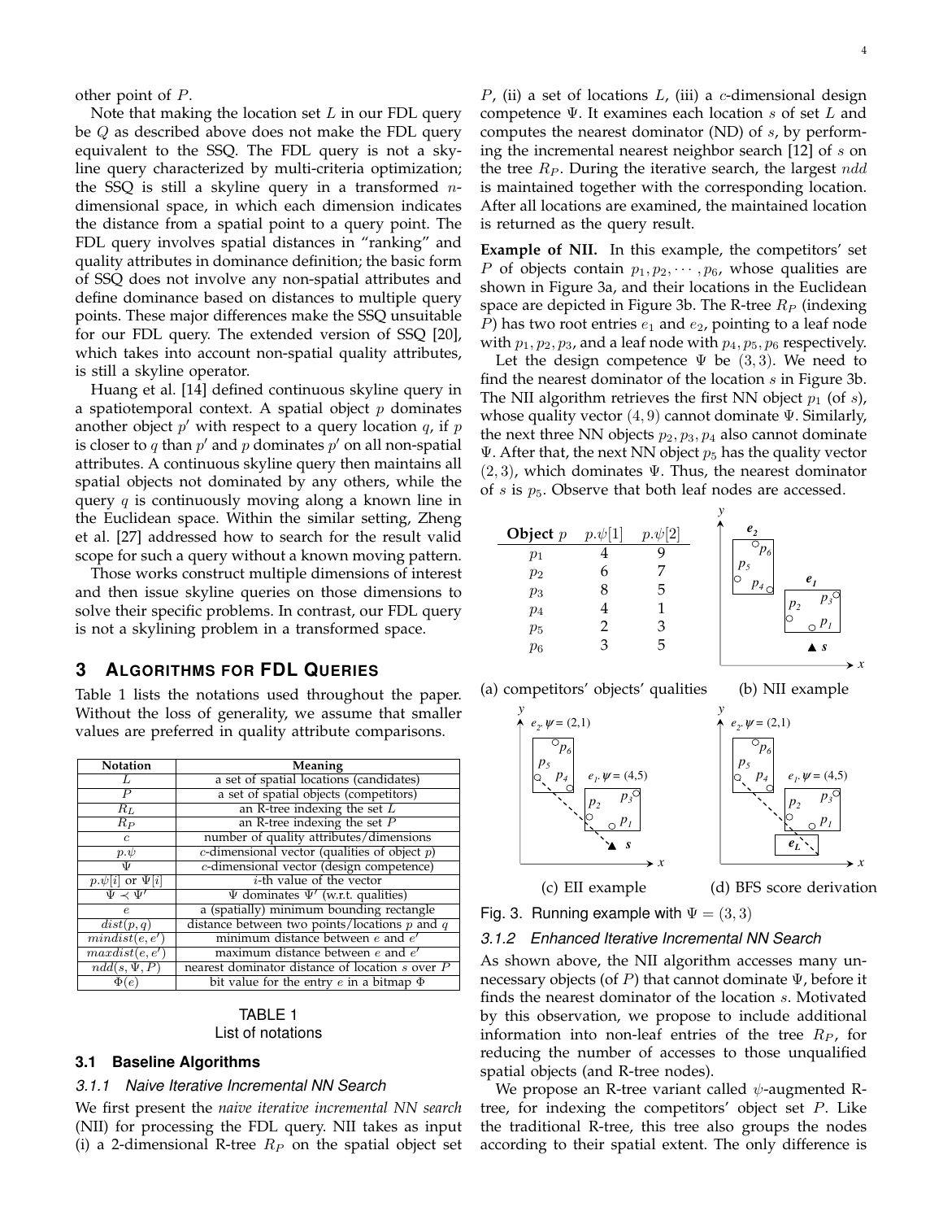other point of $P$.

Note that making the location set $L$ in our FDL query be $Q$ as described above does not make the FDL query equivalent to the SSQ. The FDL query is not a skyline query characterized by multi-criteria optimization; the SSQ is still a skyline query in a transformed $n$-dimensional space, in which each dimension indicates the distance from a spatial point to a query point. The FDL query involves spatial distances in "ranking" and quality attributes in dominance definition; the basic form of SSQ does not involve any non-spatial attributes and define dominance based on distances to multiple query points. These major differences make the SSQ unsuitable for our FDL query. The extended version of SSQ [20], which takes into account non-spatial quality attributes, is still a skyline operator.

Huang et al. [14] defined continuous skyline query in a spatiotemporal context. A spatial object $p$ dominates another object $p'$ with respect to a query location $q$, if $p$ is closer to $q$ than $p'$ and $p$ dominates $p'$ on all non-spatial attributes. A continuous skyline query then maintains all spatial objects not dominated by any others, while the query $q$ is continuously moving along a known line in the Euclidean space. Within the similar setting, Zheng et al. [27] addressed how to search for the result valid scope for such a query without a known moving pattern.

Those works construct multiple dimensions of interest and then issue skyline queries on those dimensions to solve their specific problems. In contrast, our FDL query is not a skylining problem in a transformed space.

## 3 Algorithms for FDL Queries

Table 1 lists the notations used throughout the paper. Without the loss of generality, we assume that smaller values are preferred in quality attribute comparisons.

| Notation | Meaning |
|---|---|
| $L$ | a set of spatial locations (candidates) |
| $P$ | a set of spatial objects (competitors) |
| $R_L$ | an R-tree indexing the set $L$ |
| $R_P$ | an R-tree indexing the set $P$ |
| $c$ | number of quality attributes/dimensions |
| $p.\psi$ | $c$-dimensional vector (qualities of object $p$) |
| $\Psi$ | $c$-dimensional vector (design competence) |
| $p.\psi[i]$ or $\Psi[i]$ | $i$-th value of the vector |
| $\Psi \prec \Psi'$ | $\Psi$ dominates $\Psi'$ (w.r.t. qualities) |
| $e$ | a (spatially) minimum bounding rectangle |
| $dist(p, q)$ | distance between two points/locations $p$ and $q$ |
| $mindist(e, e')$ | minimum distance between $e$ and $e'$ |
| $maxdist(e, e')$ | maximum distance between $e$ and $e'$ |
| $ndd(s, \Psi, P)$ | nearest dominator distance of location $s$ over $P$ |
| $\Phi(e)$ | bit value for the entry $e$ in a bitmap $\Phi$ |

TABLE 1
List of notations

### 3.1 Baseline Algorithms

#### 3.1.1 Naive Iterative Incremental NN Search

We first present the *naive iterative incremental NN search* (NII) for processing the FDL query. NII takes as input (i) a 2-dimensional R-tree $R_P$ on the spatial object set $P$, (ii) a set of locations $L$, (iii) a $c$-dimensional design competence $\Psi$. It examines each location $s$ of set $L$ and computes the nearest dominator (ND) of $s$, by performing the incremental nearest neighbor search [12] of $s$ on the tree $R_P$. During the iterative search, the largest $ndd$ is maintained together with the corresponding location. After all locations are examined, the maintained location is returned as the query result.

**Example of NII.** In this example, the competitors' set $P$ of objects contain $p_1, p_2, \cdots, p_6$, whose qualities are shown in Figure 3a, and their locations in the Euclidean space are depicted in Figure 3b. The R-tree $R_P$ (indexing $P$) has two root entries $e_1$ and $e_2$, pointing to a leaf node with $p_1, p_2, p_3$, and a leaf node with $p_4, p_5, p_6$ respectively.

Let the design competence $\Psi$ be $(3, 3)$. We need to find the nearest dominator of the location $s$ in Figure 3b. The NII algorithm retrieves the first NN object $p_1$ (of $s$), whose quality vector $(4, 9)$ cannot dominate $\Psi$. Similarly, the next three NN objects $p_2, p_3, p_4$ also cannot dominate $\Psi$. After that, the next NN object $p_5$ has the quality vector $(2, 3)$, which dominates $\Psi$. Thus, the nearest dominator of $s$ is $p_5$. Observe that both leaf nodes are accessed.

| Object $p$ | $p.\psi[1]$ | $p.\psi[2]$ |
|---|---|---|
| $p_1$ | 4 | 9 |
| $p_2$ | 6 | 7 |
| $p_3$ | 8 | 5 |
| $p_4$ | 4 | 1 |
| $p_5$ | 2 | 3 |
| $p_6$ | 3 | 5 |

(a) competitors' objects' qualities (b) NII example

(c) EII example (d) BFS score derivation

Fig. 3. Running example with $\Psi = (3, 3)$

#### 3.1.2 Enhanced Iterative Incremental NN Search

As shown above, the NII algorithm accesses many unnecessary objects (of $P$) that cannot dominate $\Psi$, before it finds the nearest dominator of the location $s$. Motivated by this observation, we propose to include additional information into non-leaf entries of the tree $R_P$, for reducing the number of accesses to those unqualified spatial objects (and R-tree nodes).

We propose an R-tree variant called $\psi$-augmented R-tree, for indexing the competitors' object set $P$. Like the traditional R-tree, this tree also groups the nodes according to their spatial extent. The only difference is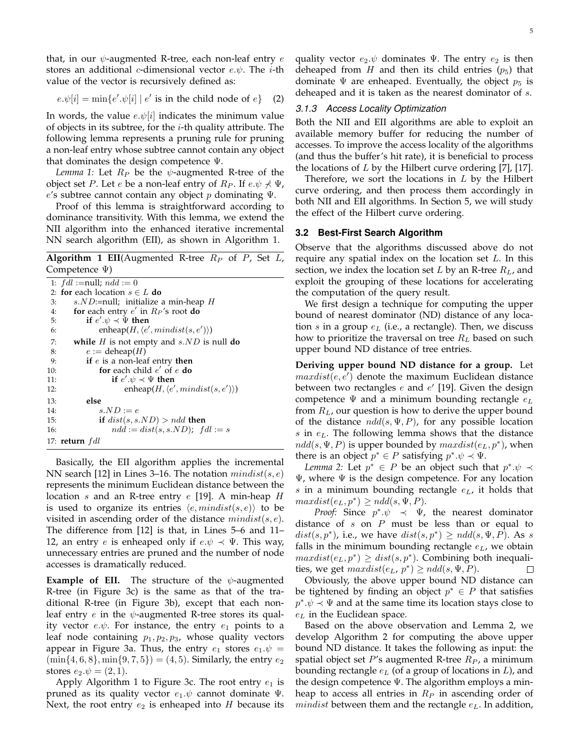that, in our $\psi$-augmented R-tree, each non-leaf entry $e$ stores an additional $c$-dimensional vector $e.\psi$. The $i$-th value of the vector is recursively defined as:

$$e.\psi[i] = \min\{e'.\psi[i] \mid e' \text{ is in the child node of } e\} \quad (2)$$

In words, the value $e.\psi[i]$ indicates the minimum value of objects in its subtree, for the $i$-th quality attribute. The following lemma represents a pruning rule for pruning a non-leaf entry whose subtree cannot contain any object that dominates the design competence $\Psi$.

*Lemma 1:* Let $R_P$ be the $\psi$-augmented R-tree of the object set $P$. Let $e$ be a non-leaf entry of $R_P$. If $e.\psi \nprec \Psi$, $e$'s subtree cannot contain any object $p$ dominating $\Psi$.

Proof of this lemma is straightforward according to dominance transitivity. With this lemma, we extend the NII algorithm into the enhanced iterative incremental NN search algorithm (EII), as shown in Algorithm 1.

**Algorithm 1 EII**(Augmented R-tree $R_P$ of $P$, Set $L$, Competence $\Psi$)

```
1: fdl :=null; ndd := 0
2: for each location s ∈ L do
3:     s.ND:=null; initialize a min-heap H
4:     for each entry e' in R_P's root do
5:         if e'.ψ ≺ Ψ then
6:             enheap(H, ⟨e', mindist(s, e')⟩)
7:     while H is not empty and s.ND is null do
8:         e := deheap(H)
9:         if e is a non-leaf entry then
10:            for each child e' of e do
11:                if e'.ψ ≺ Ψ then
12:                    enheap(H, ⟨e', mindist(s, e')⟩)
13:        else
14:            s.ND := e
15:            if dist(s, s.ND) > ndd then
16:                ndd := dist(s, s.ND); fdl := s
17: return fdl
```

Basically, the EII algorithm applies the incremental NN search [12] in Lines 3–16. The notation $mindist(s, e)$ represents the minimum Euclidean distance between the location $s$ and an R-tree entry $e$ [19]. A min-heap $H$ is used to organize its entries $\langle e, mindist(s, e)\rangle$ to be visited in ascending order of the distance $mindist(s, e)$. The difference from [12] is that, in Lines 5–6 and 11–12, an entry $e$ is enheaped only if $e.\psi \prec \Psi$. This way, unnecessary entries are pruned and the number of node accesses is dramatically reduced.

**Example of EII.** The structure of the $\psi$-augmented R-tree (in Figure 3c) is the same as that of the traditional R-tree (in Figure 3b), except that each non-leaf entry $e$ in the $\psi$-augmented R-tree stores its quality vector $e.\psi$. For instance, the entry $e_1$ points to a leaf node containing $p_1, p_2, p_3$, whose quality vectors appear in Figure 3a. Thus, the entry $e_1$ stores $e_1.\psi = (\min\{4, 6, 8\}, \min\{9, 7, 5\}) = (4, 5)$. Similarly, the entry $e_2$ stores $e_2.\psi = (2, 1)$.

Apply Algorithm 1 to Figure 3c. The root entry $e_1$ is pruned as its quality vector $e_1.\psi$ cannot dominate $\Psi$. Next, the root entry $e_2$ is enheaped into $H$ because its quality vector $e_2.\psi$ dominates $\Psi$. The entry $e_2$ is then deheaped from $H$ and then its child entries ($p_5$) that dominate $\Psi$ are enheaped. Eventually, the object $p_5$ is deheaped and it is taken as the nearest dominator of $s$.

#### 3.1.3 Access Locality Optimization

Both the NII and EII algorithms are able to exploit an available memory buffer for reducing the number of accesses. To improve the access locality of the algorithms (and thus the buffer's hit rate), it is beneficial to process the locations of $L$ by the Hilbert curve ordering [7], [17].

Therefore, we sort the locations in $L$ by the Hilbert curve ordering, and then process them accordingly in both NII and EII algorithms. In Section 5, we will study the effect of the Hilbert curve ordering.

### 3.2 Best-First Search Algorithm

Observe that the algorithms discussed above do not require any spatial index on the location set $L$. In this section, we index the location set $L$ by an R-tree $R_L$, and exploit the grouping of these locations for accelerating the computation of the query result.

We first design a technique for computing the upper bound of nearest dominator (ND) distance of any location $s$ in a group $e_L$ (i.e., a rectangle). Then, we discuss how to prioritize the traversal on tree $R_L$ based on such upper bound ND distance of tree entries.

**Deriving upper bound ND distance for a group.** Let $maxdist(e, e')$ denote the maximum Euclidean distance between two rectangles $e$ and $e'$ [19]. Given the design competence $\Psi$ and a minimum bounding rectangle $e_L$ from $R_L$, our question is how to derive the upper bound of the distance $ndd(s, \Psi, P)$, for any possible location $s$ in $e_L$. The following lemma shows that the distance $ndd(s, \Psi, P)$ is upper bounded by $maxdist(e_L, p^*)$, when there is an object $p^* \in P$ satisfying $p^*.\psi \prec \Psi$.

*Lemma 2:* Let $p^* \in P$ be an object such that $p^*.\psi \prec \Psi$, where $\Psi$ is the design competence. For any location $s$ in a minimum bounding rectangle $e_L$, it holds that $maxdist(e_L, p^*) \geq ndd(s, \Psi, P)$.

*Proof:* Since $p^*.\psi \prec \Psi$, the nearest dominator distance of $s$ on $P$ must be less than or equal to $dist(s, p^*)$, i.e., we have $dist(s, p^*) \geq ndd(s, \Psi, P)$. As $s$ falls in the minimum bounding rectangle $e_L$, we obtain $maxdist(e_L, p^*) \geq dist(s, p^*)$. Combining both inequalities, we get $maxdist(e_L, p^*) \geq ndd(s, \Psi, P)$. □

Obviously, the above upper bound ND distance can be tightened by finding an object $p^* \in P$ that satisfies $p^*.\psi \prec \Psi$ and at the same time its location stays close to $e_L$ in the Euclidean space.

Based on the above observation and Lemma 2, we develop Algorithm 2 for computing the above upper bound ND distance. It takes the following as input: the spatial object set $P$'s augmented R-tree $R_P$, a minimum bounding rectangle $e_L$ (of a group of locations in $L$), and the design competence $\Psi$. The algorithm employs a min-heap to access all entries in $R_P$ in ascending order of $mindist$ between them and the rectangle $e_L$. In addition,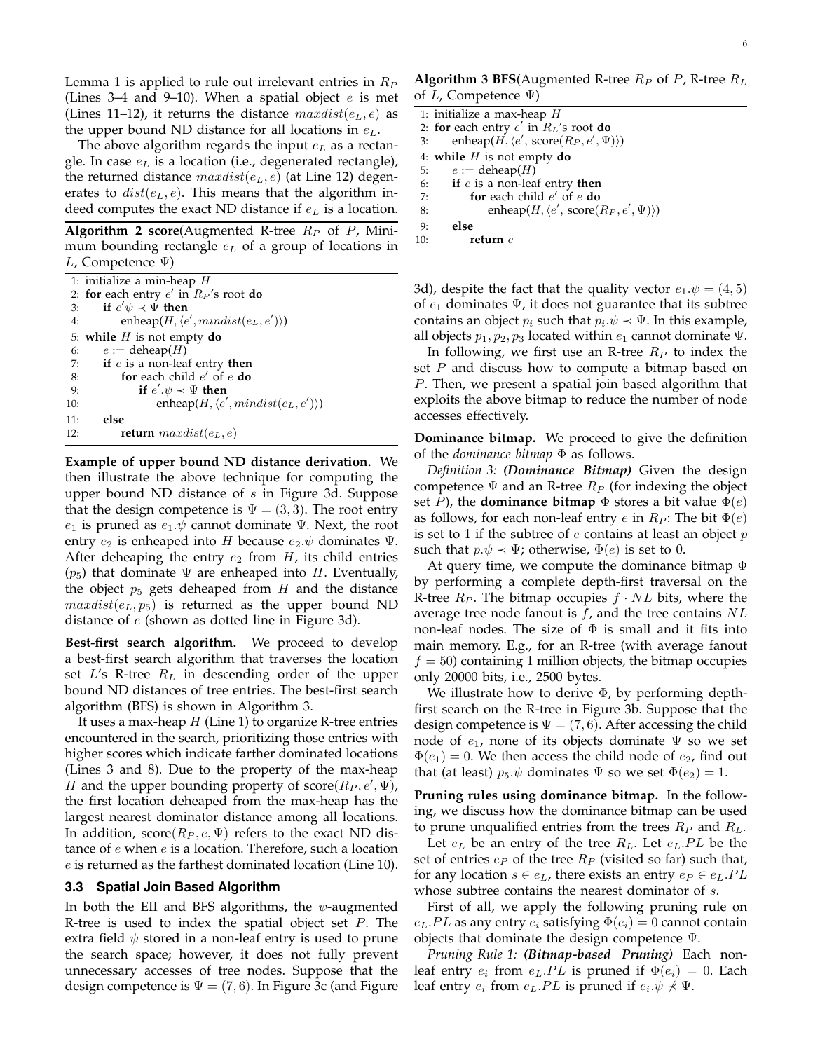Lemma 1 is applied to rule out irrelevant entries in $R_P$ (Lines 3–4 and 9–10). When a spatial object $e$ is met (Lines 11–12), it returns the distance $maxdist(e_L, e)$ as the upper bound ND distance for all locations in $e_L$.

The above algorithm regards the input $e_L$ as a rectangle. In case $e_L$ is a location (i.e., degenerated rectangle), the returned distance $maxdist(e_L, e)$ (at Line 12) degenerates to $dist(e_L, e)$. This means that the algorithm indeed computes the exact ND distance if $e_L$ is a location.

**Algorithm 2 score**(Augmented R-tree $R_P$ of $P$, Minimum bounding rectangle $e_L$ of a group of locations in $L$, Competence $\Psi$)

```
1: initialize a min-heap H
2: for each entry e' in R_P's root do
3:     if e'ψ ≺ Ψ then
4:         enheap(H, ⟨e', mindist(e_L, e')⟩)
5: while H is not empty do
6:     e := deheap(H)
7:     if e is a non-leaf entry then
8:         for each child e' of e do
9:             if e'.ψ ≺ Ψ then
10:                enheap(H, ⟨e', mindist(e_L, e')⟩)
11:    else
12:        return maxdist(e_L, e)
```

**Example of upper bound ND distance derivation.** We then illustrate the above technique for computing the upper bound ND distance of $s$ in Figure 3d. Suppose that the design competence is $\Psi = (3, 3)$. The root entry $e_1$ is pruned as $e_1.\psi$ cannot dominate $\Psi$. Next, the root entry $e_2$ is enheaped into $H$ because $e_2.\psi$ dominates $\Psi$. After deheaping the entry $e_2$ from $H$, its child entries ($p_5$) that dominate $\Psi$ are enheaped into $H$. Eventually, the object $p_5$ gets deheaped from $H$ and the distance $maxdist(e_L, p_5)$ is returned as the upper bound ND distance of $e$ (shown as dotted line in Figure 3d).

**Best-first search algorithm.** We proceed to develop a best-first search algorithm that traverses the location set $L$'s R-tree $R_L$ in descending order of the upper bound ND distances of tree entries. The best-first search algorithm (BFS) is shown in Algorithm 3.

It uses a max-heap $H$ (Line 1) to organize R-tree entries encountered in the search, prioritizing those entries with higher scores which indicate farther dominated locations (Lines 3 and 8). Due to the property of the max-heap $H$ and the upper bounding property of score($R_P, e', \Psi$), the first location deheaped from the max-heap has the largest nearest dominator distance among all locations. In addition, score($R_P, e, \Psi$) refers to the exact ND distance of $e$ when $e$ is a location. Therefore, such a location $e$ is returned as the farthest dominated location (Line 10).

### 3.3 Spatial Join Based Algorithm

In both the EII and BFS algorithms, the $\psi$-augmented R-tree is used to index the spatial object set $P$. The extra field $\psi$ stored in a non-leaf entry is used to prune the search space; however, it does not fully prevent unnecessary accesses of tree nodes. Suppose that the design competence is $\Psi = (7, 6)$. In Figure 3c (and Figure 3d), despite the fact that the quality vector $e_1.\psi = (4, 5)$ of $e_1$ dominates $\Psi$, it does not guarantee that its subtree contains an object $p_i$ such that $p_i.\psi \prec \Psi$. In this example, all objects $p_1, p_2, p_3$ located within $e_1$ cannot dominate $\Psi$.

**Algorithm 3 BFS**(Augmented R-tree $R_P$ of $P$, R-tree $R_L$ of $L$, Competence $\Psi$)

```
1: initialize a max-heap H
2: for each entry e' in R_L's root do
3:     enheap(H, ⟨e', score(R_P, e', Ψ)⟩)
4: while H is not empty do
5:     e := deheap(H)
6:     if e is a non-leaf entry then
7:         for each child e' of e do
8:             enheap(H, ⟨e', score(R_P, e', Ψ)⟩)
9:     else
10:        return e
```

In following, we first use an R-tree $R_P$ to index the set $P$ and discuss how to compute a bitmap based on $P$. Then, we present a spatial join based algorithm that exploits the above bitmap to reduce the number of node accesses effectively.

**Dominance bitmap.** We proceed to give the definition of the *dominance bitmap* $\Phi$ as follows.

*Definition 3: **(Dominance Bitmap)*** Given the design competence $\Psi$ and an R-tree $R_P$ (for indexing the object set $P$), the **dominance bitmap** $\Phi$ stores a bit value $\Phi(e)$ as follows, for each non-leaf entry $e$ in $R_P$: The bit $\Phi(e)$ is set to 1 if the subtree of $e$ contains at least an object $p$ such that $p.\psi \prec \Psi$; otherwise, $\Phi(e)$ is set to 0.

At query time, we compute the dominance bitmap $\Phi$ by performing a complete depth-first traversal on the R-tree $R_P$. The bitmap occupies $f \cdot NL$ bits, where the average tree node fanout is $f$, and the tree contains $NL$ non-leaf nodes. The size of $\Phi$ is small and it fits into main memory. E.g., for an R-tree (with average fanout $f = 50$) containing 1 million objects, the bitmap occupies only 20000 bits, i.e., 2500 bytes.

We illustrate how to derive $\Phi$, by performing depth-first search on the R-tree in Figure 3b. Suppose that the design competence is $\Psi = (7, 6)$. After accessing the child node of $e_1$, none of its objects dominate $\Psi$ so we set $\Phi(e_1) = 0$. We then access the child node of $e_2$, find out that (at least) $p_5.\psi$ dominates $\Psi$ so we set $\Phi(e_2) = 1$.

**Pruning rules using dominance bitmap.** In the following, we discuss how the dominance bitmap can be used to prune unqualified entries from the trees $R_P$ and $R_L$.

Let $e_L$ be an entry of the tree $R_L$. Let $e_L.PL$ be the set of entries $e_P$ of the tree $R_P$ (visited so far) such that, for any location $s \in e_L$, there exists an entry $e_P \in e_L.PL$ whose subtree contains the nearest dominator of $s$.

First of all, we apply the following pruning rule on $e_L.PL$ as any entry $e_i$ satisfying $\Phi(e_i) = 0$ cannot contain objects that dominate the design competence $\Psi$.

*Pruning Rule 1: **(Bitmap-based Pruning)*** Each non-leaf entry $e_i$ from $e_L.PL$ is pruned if $\Phi(e_i) = 0$. Each leaf entry $e_i$ from $e_L.PL$ is pruned if $e_i.\psi \not\prec \Psi$.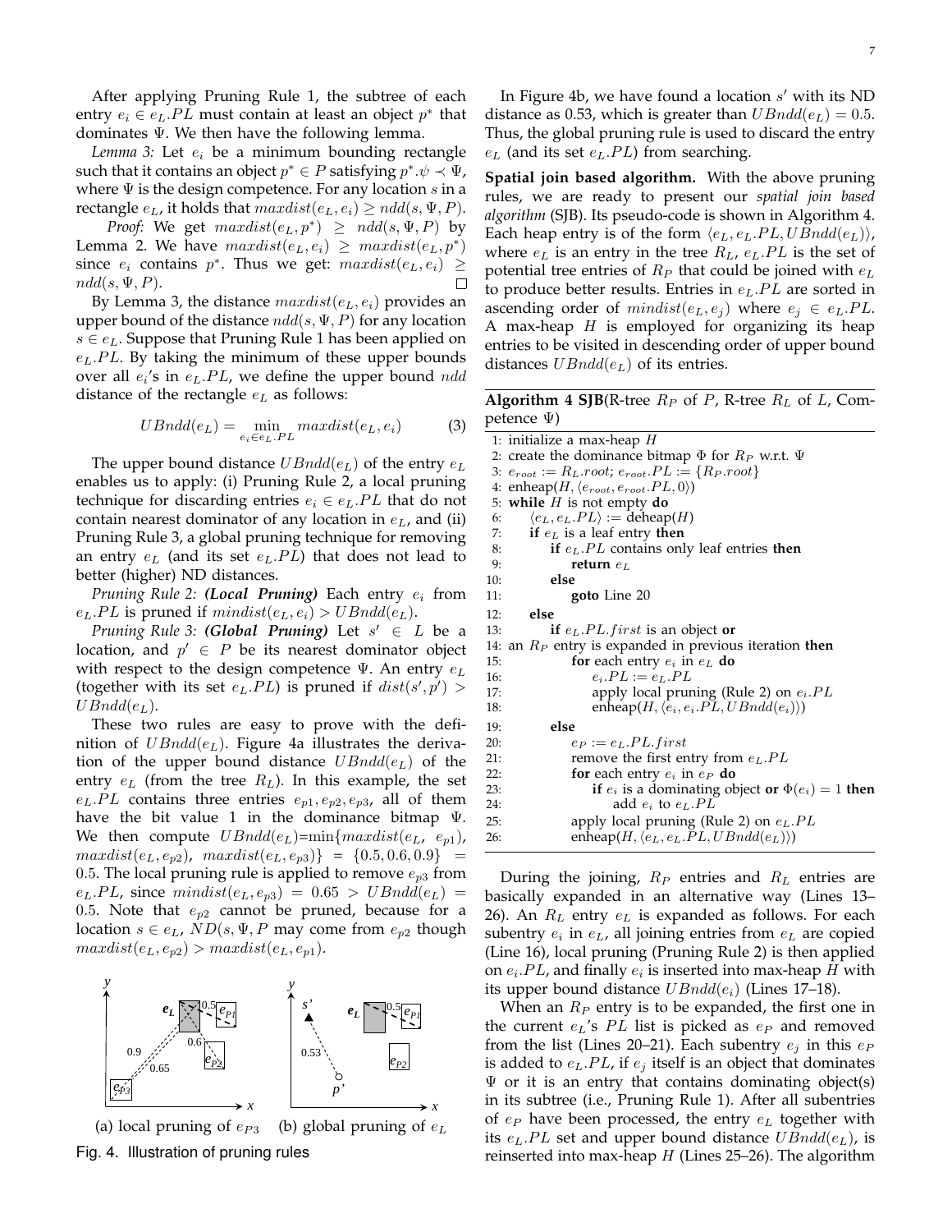After applying Pruning Rule 1, the subtree of each entry $e_i \in e_L.PL$ must contain at least an object $p^*$ that dominates $\Psi$. We then have the following lemma.

*Lemma 3:* Let $e_i$ be a minimum bounding rectangle such that it contains an object $p^* \in P$ satisfying $p^*.\psi \prec \Psi$, where $\Psi$ is the design competence. For any location $s$ in a rectangle $e_L$, it holds that $maxdist(e_L, e_i) \geq ndd(s, \Psi, P)$.

*Proof:* We get $maxdist(e_L, p^*) \geq ndd(s, \Psi, P)$ by Lemma 2. We have $maxdist(e_L, e_i) \geq maxdist(e_L, p^*)$ since $e_i$ contains $p^*$. Thus we get: $maxdist(e_L, e_i) \geq ndd(s, \Psi, P)$. □

By Lemma 3, the distance $maxdist(e_L, e_i)$ provides an upper bound of the distance $ndd(s, \Psi, P)$ for any location $s \in e_L$. Suppose that Pruning Rule 1 has been applied on $e_L.PL$. By taking the minimum of these upper bounds over all $e_i$'s in $e_L.PL$, we define the upper bound $ndd$ distance of the rectangle $e_L$ as follows:

$$UBndd(e_L) = \min_{e_i \in e_L.PL} maxdist(e_L, e_i) \quad (3)$$

The upper bound distance $UBndd(e_L)$ of the entry $e_L$ enables us to apply: (i) Pruning Rule 2, a local pruning technique for discarding entries $e_i \in e_L.PL$ that do not contain nearest dominator of any location in $e_L$, and (ii) Pruning Rule 3, a global pruning technique for removing an entry $e_L$ (and its set $e_L.PL$) that does not lead to better (higher) ND distances.

*Pruning Rule 2:* ***(Local Pruning)*** Each entry $e_i$ from $e_L.PL$ is pruned if $mindist(e_L, e_i) > UBndd(e_L)$.

*Pruning Rule 3:* ***(Global Pruning)*** Let $s' \in L$ be a location, and $p' \in P$ be its nearest dominator object with respect to the design competence $\Psi$. An entry $e_L$ (together with its set $e_L.PL$) is pruned if $dist(s', p') > UBndd(e_L)$.

These two rules are easy to prove with the definition of $UBndd(e_L)$. Figure 4a illustrates the derivation of the upper bound distance $UBndd(e_L)$ of the entry $e_L$ (from the tree $R_L$). In this example, the set $e_L.PL$ contains three entries $e_{p1}, e_{p2}, e_{p3}$, all of them have the bit value 1 in the dominance bitmap $\Psi$. We then compute $UBndd(e_L)$=min$\{maxdist(e_L, e_{p1}), maxdist(e_L, e_{p2}), maxdist(e_L, e_{p3})\} = \{0.5, 0.6, 0.9\} = 0.5$. The local pruning rule is applied to remove $e_{p3}$ from $e_L.PL$, since $mindist(e_L, e_{p3}) = 0.65 > UBndd(e_L) = 0.5$. Note that $e_{p2}$ cannot be pruned, because for a location $s \in e_L$, $ND(s, \Psi, P$ may come from $e_{p2}$ though $maxdist(e_L, e_{p2}) > maxdist(e_L, e_{p1})$.

(a) local pruning of $e_{P3}$ (b) global pruning of $e_L$

Fig. 4. Illustration of pruning rules

In Figure 4b, we have found a location $s'$ with its ND distance as 0.53, which is greater than $UBndd(e_L) = 0.5$. Thus, the global pruning rule is used to discard the entry $e_L$ (and its set $e_L.PL$) from searching.

**Spatial join based algorithm.** With the above pruning rules, we are ready to present our *spatial join based algorithm* (SJB). Its pseudo-code is shown in Algorithm 4. Each heap entry is of the form $\langle e_L, e_L.PL, UBndd(e_L)\rangle$, where $e_L$ is an entry in the tree $R_L$, $e_L.PL$ is the set of potential tree entries of $R_P$ that could be joined with $e_L$ to produce better results. Entries in $e_L.PL$ are sorted in ascending order of $mindist(e_L, e_j)$ where $e_j \in e_L.PL$. A max-heap $H$ is employed for organizing its heap entries to be visited in descending order of upper bound distances $UBndd(e_L)$ of its entries.

**Algorithm 4 SJB**(R-tree $R_P$ of $P$, R-tree $R_L$ of $L$, Competence $\Psi$)

```
1: initialize a max-heap H
2: create the dominance bitmap Φ for R_P w.r.t. Ψ
3: e_root := R_L.root; e_root.PL := {R_P.root}
4: enheap(H, ⟨e_root, e_root.PL, 0⟩)
5: while H is not empty do
6:     ⟨e_L, e_L.PL⟩ := deheap(H)
7:     if e_L is a leaf entry then
8:         if e_L.PL contains only leaf entries then
9:             return e_L
10:        else
11:            goto Line 20
12:    else
13:        if e_L.PL.first is an object or
14: an R_P entry is expanded in previous iteration then
15:            for each entry e_i in e_L do
16:                e_i.PL := e_L.PL
17:                apply local pruning (Rule 2) on e_i.PL
18:                enheap(H, ⟨e_i, e_i.PL, UBndd(e_i)⟩)
19:        else
20:            e_P := e_L.PL.first
21:            remove the first entry from e_L.PL
22:            for each entry e_i in e_P do
23:                if e_i is a dominating object or Φ(e_i) = 1 then
24:                    add e_i to e_L.PL
25:            apply local pruning (Rule 2) on e_L.PL
26:            enheap(H, ⟨e_L, e_L.PL, UBndd(e_L)⟩)
```

During the joining, $R_P$ entries and $R_L$ entries are basically expanded in an alternative way (Lines 13–26). An $R_L$ entry $e_L$ is expanded as follows. For each subentry $e_i$ in $e_L$, all joining entries from $e_L$ are copied (Line 16), local pruning (Pruning Rule 2) is then applied on $e_i.PL$, and finally $e_i$ is inserted into max-heap $H$ with its upper bound distance $UBndd(e_i)$ (Lines 17–18).

When an $R_P$ entry is to be expanded, the first one in the current $e_L$'s $PL$ list is picked as $e_P$ and removed from the list (Lines 20–21). Each subentry $e_j$ in this $e_P$ is added to $e_L.PL$, if $e_j$ itself is an object that dominates $\Psi$ or it is an entry that contains dominating object(s) in its subtree (i.e., Pruning Rule 1). After all subentries of $e_P$ have been processed, the entry $e_L$ together with its $e_L.PL$ set and upper bound distance $UBndd(e_L)$, is reinserted into max-heap $H$ (Lines 25–26). The algorithm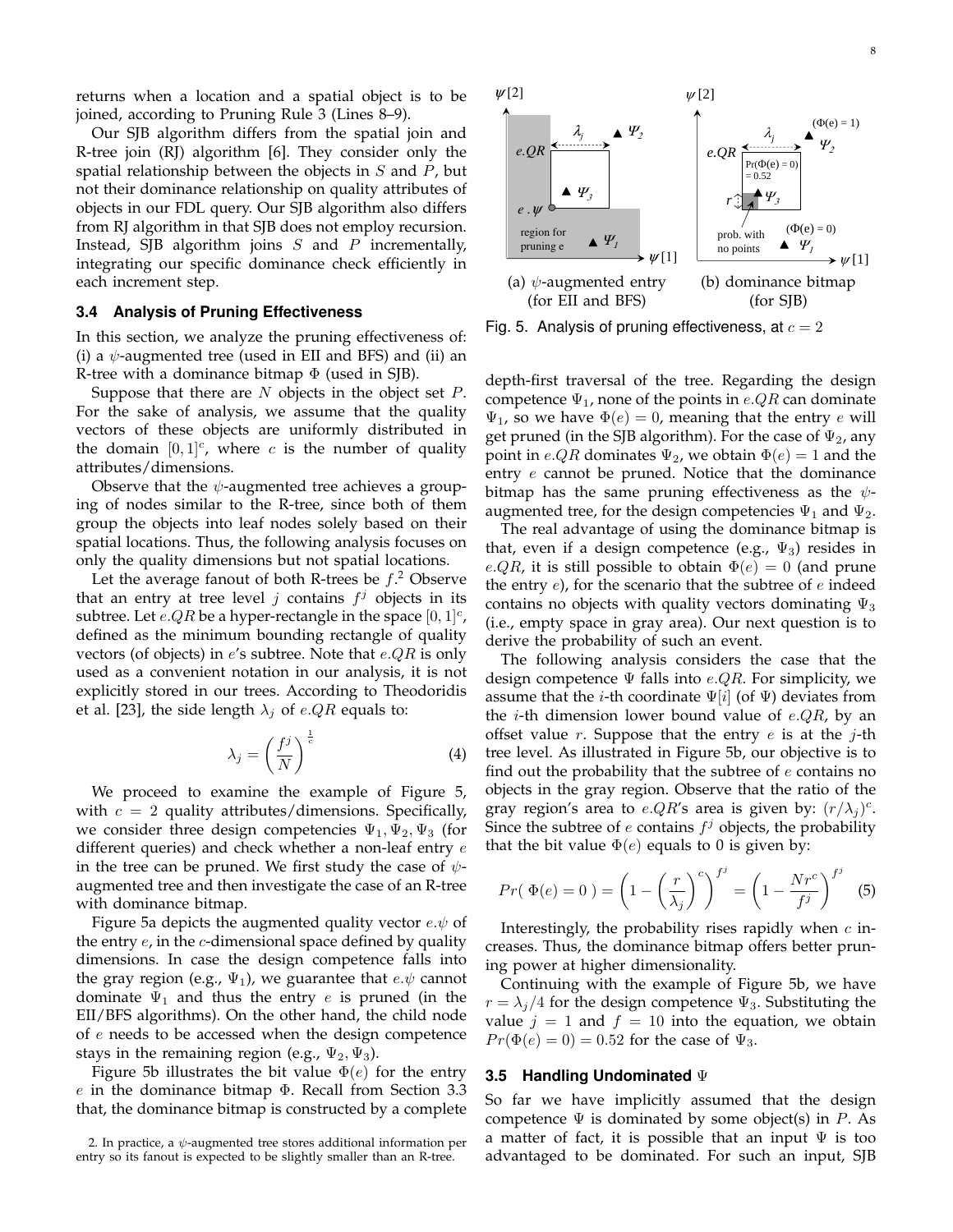returns when a location and a spatial object is to be joined, according to Pruning Rule 3 (Lines 8–9).

Our SJB algorithm differs from the spatial join and R-tree join (RJ) algorithm [6]. They consider only the spatial relationship between the objects in $S$ and $P$, but not their dominance relationship on quality attributes of objects in our FDL query. Our SJB algorithm also differs from RJ algorithm in that SJB does not employ recursion. Instead, SJB algorithm joins $S$ and $P$ incrementally, integrating our specific dominance check efficiently in each increment step.

### 3.4 Analysis of Pruning Effectiveness

In this section, we analyze the pruning effectiveness of: (i) a $\psi$-augmented tree (used in EII and BFS) and (ii) an R-tree with a dominance bitmap $\Phi$ (used in SJB).

Suppose that there are $N$ objects in the object set $P$. For the sake of analysis, we assume that the quality vectors of these objects are uniformly distributed in the domain $[0, 1]^c$, where $c$ is the number of quality attributes/dimensions.

Observe that the $\psi$-augmented tree achieves a grouping of nodes similar to the R-tree, since both of them group the objects into leaf nodes solely based on their spatial locations. Thus, the following analysis focuses on only the quality dimensions but not spatial locations.

Let the average fanout of both R-trees be $f$.[2] Observe that an entry at tree level $j$ contains $f^j$ objects in its subtree. Let $e.QR$ be a hyper-rectangle in the space $[0, 1]^c$, defined as the minimum bounding rectangle of quality vectors (of objects) in $e$'s subtree. Note that $e.QR$ is only used as a convenient notation in our analysis, it is not explicitly stored in our trees. According to Theodoridis et al. [23], the side length $\lambda_j$ of $e.QR$ equals to:

$$\lambda_j = \left(\frac{f^j}{N}\right)^{\frac{1}{c}} \tag{4}$$

We proceed to examine the example of Figure 5, with $c = 2$ quality attributes/dimensions. Specifically, we consider three design competencies $\Psi_1, \Psi_2, \Psi_3$ (for different queries) and check whether a non-leaf entry $e$ in the tree can be pruned. We first study the case of $\psi$-augmented tree and then investigate the case of an R-tree with dominance bitmap.

Figure 5a depicts the augmented quality vector $e.\psi$ of the entry $e$, in the $c$-dimensional space defined by quality dimensions. In case the design competence falls into the gray region (e.g., $\Psi_1$), we guarantee that $e.\psi$ cannot dominate $\Psi_1$ and thus the entry $e$ is pruned (in the EII/BFS algorithms). On the other hand, the child node of $e$ needs to be accessed when the design competence stays in the remaining region (e.g., $\Psi_2, \Psi_3$).

Figure 5b illustrates the bit value $\Phi(e)$ for the entry $e$ in the dominance bitmap $\Phi$. Recall from Section 3.3 that, the dominance bitmap is constructed by a complete depth-first traversal of the tree. Regarding the design competence $\Psi_1$, none of the points in $e.QR$ can dominate $\Psi_1$, so we have $\Phi(e) = 0$, meaning that the entry $e$ will get pruned (in the SJB algorithm). For the case of $\Psi_2$, any point in $e.QR$ dominates $\Psi_2$, we obtain $\Phi(e) = 1$ and the entry $e$ cannot be pruned. Notice that the dominance bitmap has the same pruning effectiveness as the $\psi$-augmented tree, for the design competencies $\Psi_1$ and $\Psi_2$.

Fig. 5. Analysis of pruning effectiveness, at $c = 2$

The real advantage of using the dominance bitmap is that, even if a design competence (e.g., $\Psi_3$) resides in $e.QR$, it is still possible to obtain $\Phi(e) = 0$ (and prune the entry $e$), for the scenario that the subtree of $e$ indeed contains no objects with quality vectors dominating $\Psi_3$ (i.e., empty space in gray area). Our next question is to derive the probability of such an event.

The following analysis considers the case that the design competence $\Psi$ falls into $e.QR$. For simplicity, we assume that the $i$-th coordinate $\Psi[i]$ (of $\Psi$) deviates from the $i$-th dimension lower bound value of $e.QR$, by an offset value $r$. Suppose that the entry $e$ is at the $j$-th tree level. As illustrated in Figure 5b, our objective is to find out the probability that the subtree of $e$ contains no objects in the gray region. Observe that the ratio of the gray region's area to $e.QR$'s area is given by: $(r/\lambda_j)^c$. Since the subtree of $e$ contains $f^j$ objects, the probability that the bit value $\Phi(e)$ equals to 0 is given by:

$$Pr(\ \Phi(e) = 0\ ) = \left(1 - \left(\frac{r}{\lambda_j}\right)^c\right)^{f^j} = \left(1 - \frac{Nr^c}{f^j}\right)^{f^j} \tag{5}$$

Interestingly, the probability rises rapidly when $c$ increases. Thus, the dominance bitmap offers better pruning power at higher dimensionality.

Continuing with the example of Figure 5b, we have $r = \lambda_j/4$ for the design competence $\Psi_3$. Substituting the value $j = 1$ and $f = 10$ into the equation, we obtain $Pr(\Phi(e) = 0) = 0.52$ for the case of $\Psi_3$.

### 3.5 Handling Undominated $\Psi$

So far we have implicitly assumed that the design competence $\Psi$ is dominated by some object(s) in $P$. As a matter of fact, it is possible that an input $\Psi$ is too advantaged to be dominated. For such an input, SJB

2. In practice, a $\psi$-augmented tree stores additional information per entry so its fanout is expected to be slightly smaller than an R-tree.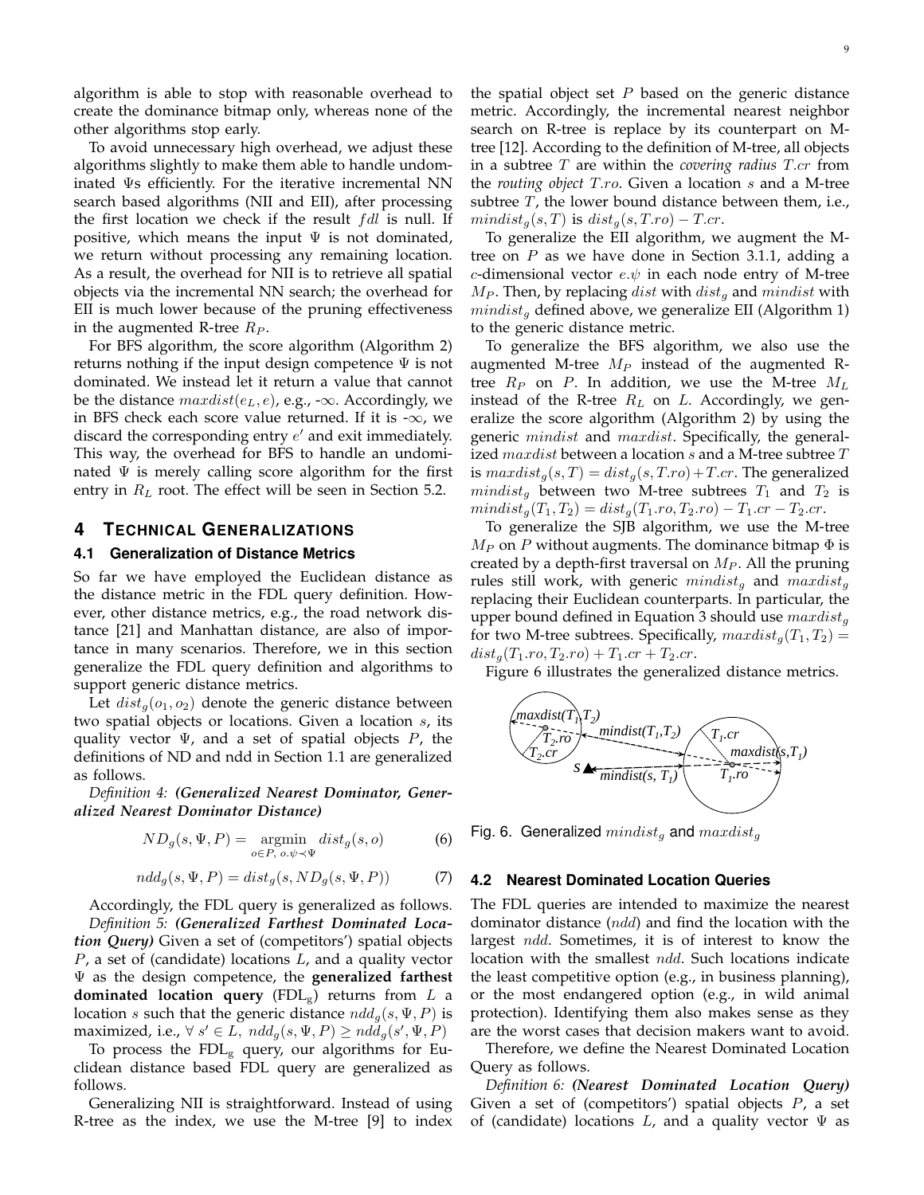algorithm is able to stop with reasonable overhead to create the dominance bitmap only, whereas none of the other algorithms stop early.

To avoid unnecessary high overhead, we adjust these algorithms slightly to make them able to handle undominated Ψs efficiently. For the iterative incremental NN search based algorithms (NII and EII), after processing the first location we check if the result $fdl$ is null. If positive, which means the input Ψ is not dominated, we return without processing any remaining location. As a result, the overhead for NII is to retrieve all spatial objects via the incremental NN search; the overhead for EII is much lower because of the pruning effectiveness in the augmented R-tree $R_P$.

For BFS algorithm, the score algorithm (Algorithm 2) returns nothing if the input design competence Ψ is not dominated. We instead let it return a value that cannot be the distance $maxdist(e_L, e)$, e.g., -∞. Accordingly, we in BFS check each score value returned. If it is -∞, we discard the corresponding entry $e'$ and exit immediately. This way, the overhead for BFS to handle an undominated Ψ is merely calling score algorithm for the first entry in $R_L$ root. The effect will be seen in Section 5.2.

# 4 Technical Generalizations

## 4.1 Generalization of Distance Metrics

So far we have employed the Euclidean distance as the distance metric in the FDL query definition. However, other distance metrics, e.g., the road network distance [21] and Manhattan distance, are also of importance in many scenarios. Therefore, we in this section generalize the FDL query definition and algorithms to support generic distance metrics.

Let $dist_g(o_1, o_2)$ denote the generic distance between two spatial objects or locations. Given a location $s$, its quality vector Ψ, and a set of spatial objects $P$, the definitions of ND and ndd in Section 1.1 are generalized as follows.

*Definition 4:* ***(Generalized Nearest Dominator, Generalized Nearest Dominator Distance)***

$$ND_g(s, \Psi, P) = \underset{o \in P,\ o.\psi \prec \Psi}{\operatorname{argmin}}\ dist_g(s, o) \tag{6}$$

$$ndd_g(s, \Psi, P) = dist_g(s, ND_g(s, \Psi, P)) \tag{7}$$

Accordingly, the FDL query is generalized as follows.

*Definition 5:* ***(Generalized Farthest Dominated Location Query)*** Given a set of (competitors') spatial objects $P$, a set of (candidate) locations $L$, and a quality vector Ψ as the design competence, the **generalized farthest dominated location query** ($\text{FDL}_\text{g}$) returns from $L$ a location $s$ such that the generic distance $ndd_g(s, \Psi, P)$ is maximized, i.e., $\forall\, s' \in L,\ ndd_g(s, \Psi, P) \geq ndd_g(s', \Psi, P)$

To process the $\text{FDL}_\text{g}$ query, our algorithms for Euclidean distance based FDL query are generalized as follows.

Generalizing NII is straightforward. Instead of using R-tree as the index, we use the M-tree [9] to index the spatial object set $P$ based on the generic distance metric. Accordingly, the incremental nearest neighbor search on R-tree is replace by its counterpart on M-tree [12]. According to the definition of M-tree, all objects in a subtree $T$ are within the *covering radius* $T.cr$ from the *routing object* $T.ro$. Given a location $s$ and a M-tree subtree $T$, the lower bound distance between them, i.e., $mindist_g(s, T)$ is $dist_g(s, T.ro) - T.cr$.

To generalize the EII algorithm, we augment the M-tree on $P$ as we have done in Section 3.1.1, adding a $c$-dimensional vector $e.\psi$ in each node entry of M-tree $M_P$. Then, by replacing $dist$ with $dist_g$ and $mindist$ with $mindist_g$ defined above, we generalize EII (Algorithm 1) to the generic distance metric.

To generalize the BFS algorithm, we also use the augmented M-tree $M_P$ instead of the augmented R-tree $R_P$ on $P$. In addition, we use the M-tree $M_L$ instead of the R-tree $R_L$ on $L$. Accordingly, we generalize the score algorithm (Algorithm 2) by using the generic $mindist$ and $maxdist$. Specifically, the generalized $maxdist$ between a location $s$ and a M-tree subtree $T$ is $maxdist_g(s, T) = dist_g(s, T.ro) + T.cr$. The generalized $mindist_g$ between two M-tree subtrees $T_1$ and $T_2$ is $mindist_g(T_1, T_2) = dist_g(T_1.ro, T_2.ro) - T_1.cr - T_2.cr$.

To generalize the SJB algorithm, we use the M-tree $M_P$ on $P$ without augments. The dominance bitmap Φ is created by a depth-first traversal on $M_P$. All the pruning rules still work, with generic $mindist_g$ and $maxdist_g$ replacing their Euclidean counterparts. In particular, the upper bound defined in Equation 3 should use $maxdist_g$ for two M-tree subtrees. Specifically, $maxdist_g(T_1, T_2) = dist_g(T_1.ro, T_2.ro) + T_1.cr + T_2.cr$.

Figure 6 illustrates the generalized distance metrics.

Fig. 6. Generalized $mindist_g$ and $maxdist_g$

## 4.2 Nearest Dominated Location Queries

The FDL queries are intended to maximize the nearest dominator distance ($ndd$) and find the location with the largest $ndd$. Sometimes, it is of interest to know the location with the smallest $ndd$. Such locations indicate the least competitive option (e.g., in business planning), or the most endangered option (e.g., in wild animal protection). Identifying them also makes sense as they are the worst cases that decision makers want to avoid.

Therefore, we define the Nearest Dominated Location Query as follows.

*Definition 6:* ***(Nearest Dominated Location Query)*** Given a set of (competitors') spatial objects $P$, a set of (candidate) locations $L$, and a quality vector Ψ as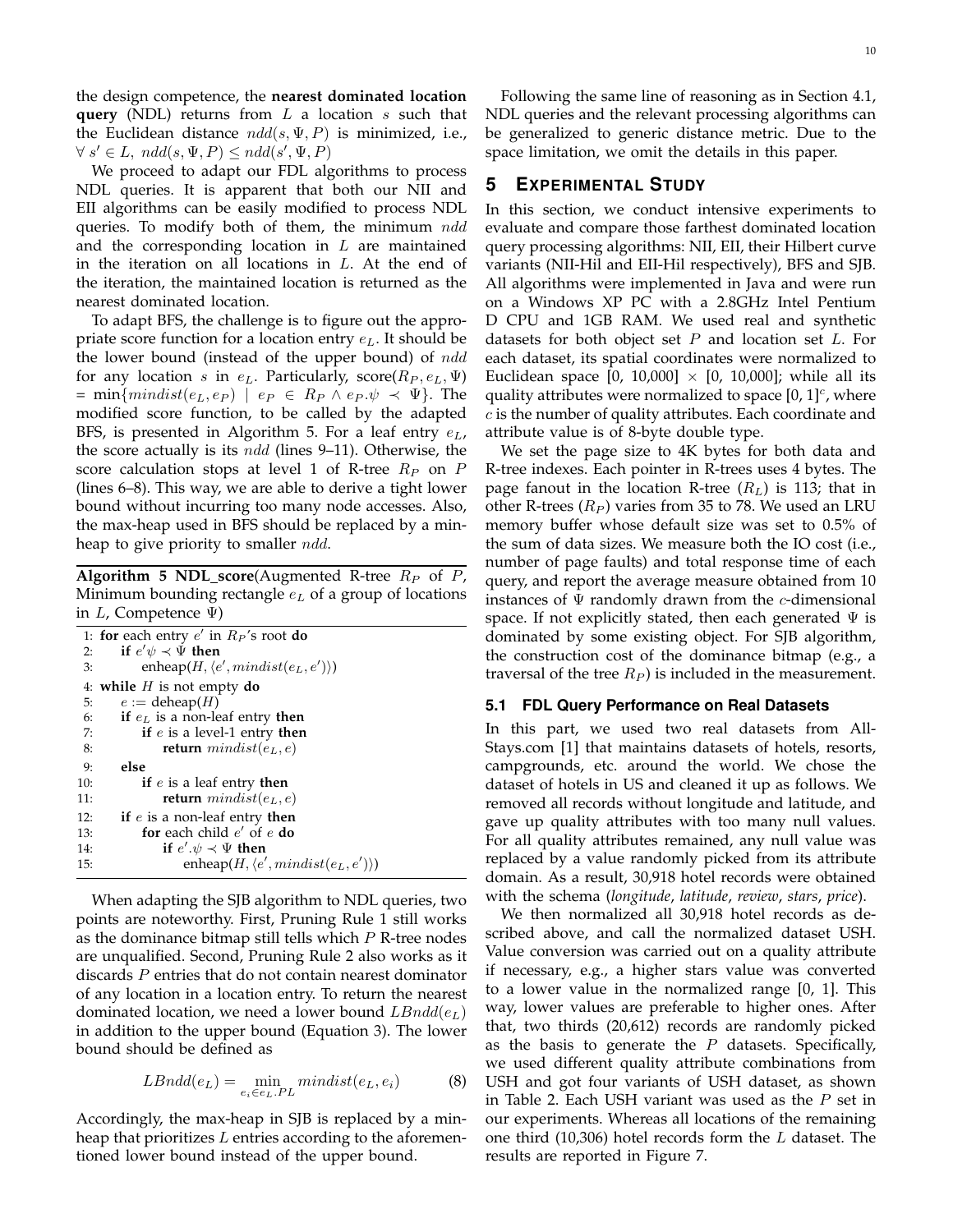the design competence, the **nearest dominated location query** (NDL) returns from $L$ a location $s$ such that the Euclidean distance $ndd(s, \Psi, P)$ is minimized, i.e., $\forall\, s' \in L,\ ndd(s, \Psi, P) \leq ndd(s', \Psi, P)$

We proceed to adapt our FDL algorithms to process NDL queries. It is apparent that both our NII and EII algorithms can be easily modified to process NDL queries. To modify both of them, the minimum $ndd$ and the corresponding location in $L$ are maintained in the iteration on all locations in $L$. At the end of the iteration, the maintained location is returned as the nearest dominated location.

To adapt BFS, the challenge is to figure out the appropriate score function for a location entry $e_L$. It should be the lower bound (instead of the upper bound) of $ndd$ for any location $s$ in $e_L$. Particularly, score$(R_P, e_L, \Psi)$ = $\min\{mindist(e_L, e_P) \mid e_P \in R_P \wedge e_P.\psi \prec \Psi\}$. The modified score function, to be called by the adapted BFS, is presented in Algorithm 5. For a leaf entry $e_L$, the score actually is its $ndd$ (lines 9–11). Otherwise, the score calculation stops at level 1 of R-tree $R_P$ on $P$ (lines 6–8). This way, we are able to derive a tight lower bound without incurring too many node accesses. Also, the max-heap used in BFS should be replaced by a min-heap to give priority to smaller $ndd$.

**Algorithm 5 NDL_score**(Augmented R-tree $R_P$ of $P$, Minimum bounding rectangle $e_L$ of a group of locations in $L$, Competence $\Psi$)

```
1: for each entry e' in R_P's root do
2:     if e'ψ ≺ Ψ then
3:         enheap(H, ⟨e', mindist(e_L, e')⟩)
4: while H is not empty do
5:     e := deheap(H)
6:     if e_L is a non-leaf entry then
7:         if e is a level-1 entry then
8:             return mindist(e_L, e)
9:     else
10:        if e is a leaf entry then
11:            return mindist(e_L, e)
12:    if e is a non-leaf entry then
13:        for each child e' of e do
14:            if e'.ψ ≺ Ψ then
15:                enheap(H, ⟨e', mindist(e_L, e')⟩)
```

When adapting the SJB algorithm to NDL queries, two points are noteworthy. First, Pruning Rule 1 still works as the dominance bitmap still tells which $P$ R-tree nodes are unqualified. Second, Pruning Rule 2 also works as it discards $P$ entries that do not contain nearest dominator of any location in a location entry. To return the nearest dominated location, we need a lower bound $LBndd(e_L)$ in addition to the upper bound (Equation 3). The lower bound should be defined as

$$LBndd(e_L) = \min_{e_i \in e_L.PL} mindist(e_L, e_i) \tag{8}$$

Accordingly, the max-heap in SJB is replaced by a min-heap that prioritizes $L$ entries according to the aforementioned lower bound instead of the upper bound.

Following the same line of reasoning as in Section 4.1, NDL queries and the relevant processing algorithms can be generalized to generic distance metric. Due to the space limitation, we omit the details in this paper.

## 5 Experimental Study

In this section, we conduct intensive experiments to evaluate and compare those farthest dominated location query processing algorithms: NII, EII, their Hilbert curve variants (NII-Hil and EII-Hil respectively), BFS and SJB. All algorithms were implemented in Java and were run on a Windows XP PC with a 2.8GHz Intel Pentium D CPU and 1GB RAM. We used real and synthetic datasets for both object set $P$ and location set $L$. For each dataset, its spatial coordinates were normalized to Euclidean space [0, 10,000] × [0, 10,000]; while all its quality attributes were normalized to space $[0, 1]^c$, where $c$ is the number of quality attributes. Each coordinate and attribute value is of 8-byte double type.

We set the page size to 4K bytes for both data and R-tree indexes. Each pointer in R-trees uses 4 bytes. The page fanout in the location R-tree ($R_L$) is 113; that in other R-trees ($R_P$) varies from 35 to 78. We used an LRU memory buffer whose default size was set to 0.5% of the sum of data sizes. We measure both the IO cost (i.e., number of page faults) and total response time of each query, and report the average measure obtained from 10 instances of $\Psi$ randomly drawn from the $c$-dimensional space. If not explicitly stated, then each generated $\Psi$ is dominated by some existing object. For SJB algorithm, the construction cost of the dominance bitmap (e.g., a traversal of the tree $R_P$) is included in the measurement.

### 5.1 FDL Query Performance on Real Datasets

In this part, we used two real datasets from All-Stays.com [1] that maintains datasets of hotels, resorts, campgrounds, etc. around the world. We chose the dataset of hotels in US and cleaned it up as follows. We removed all records without longitude and latitude, and gave up quality attributes with too many null values. For all quality attributes remained, any null value was replaced by a value randomly picked from its attribute domain. As a result, 30,918 hotel records were obtained with the schema (*longitude*, *latitude*, *review*, *stars*, *price*).

We then normalized all 30,918 hotel records as described above, and call the normalized dataset USH. Value conversion was carried out on a quality attribute if necessary, e.g., a higher stars value was converted to a lower value in the normalized range [0, 1]. This way, lower values are preferable to higher ones. After that, two thirds (20,612) records are randomly picked as the basis to generate the $P$ datasets. Specifically, we used different quality attribute combinations from USH and got four variants of USH dataset, as shown in Table 2. Each USH variant was used as the $P$ set in our experiments. Whereas all locations of the remaining one third (10,306) hotel records form the $L$ dataset. The results are reported in Figure 7.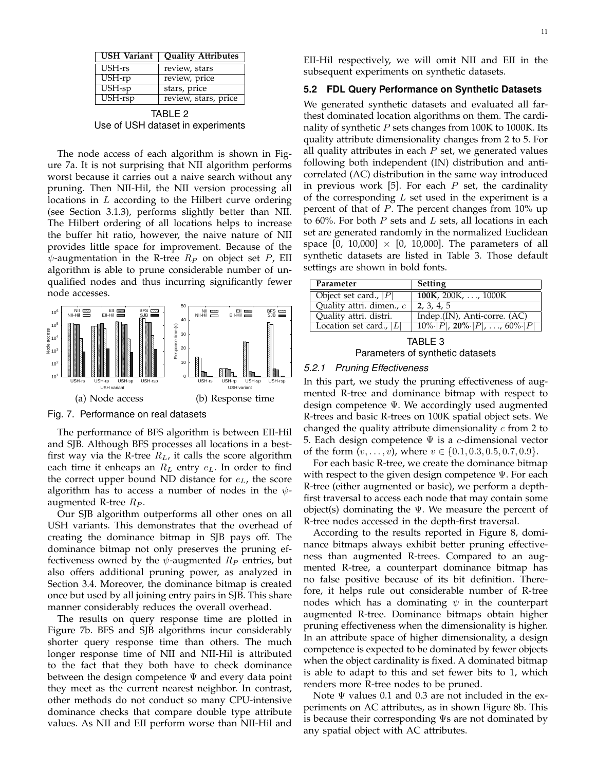| USH Variant | Quality Attributes |
|---|---|
| USH-rs | review, stars |
| USH-rp | review, price |
| USH-sp | stars, price |
| USH-rsp | review, stars, price |

TABLE 2
Use of USH dataset in experiments

The node access of each algorithm is shown in Figure 7a. It is not surprising that NII algorithm performs worst because it carries out a naive search without any pruning. Then NII-Hil, the NII version processing all locations in $L$ according to the Hilbert curve ordering (see Section 3.1.3), performs slightly better than NII. The Hilbert ordering of all locations helps to increase the buffer hit ratio, however, the naive nature of NII provides little space for improvement. Because of the $\psi$-augmentation in the R-tree $R_P$ on object set $P$, EII algorithm is able to prune considerable number of unqualified nodes and thus incurring significantly fewer node accesses.

(a) Node access (b) Response time

Fig. 7. Performance on real datasets

The performance of BFS algorithm is between EII-Hil and SJB. Although BFS processes all locations in a best-first way via the R-tree $R_L$, it calls the score algorithm each time it enheaps an $R_L$ entry $e_L$. In order to find the correct upper bound ND distance for $e_L$, the score algorithm has to access a number of nodes in the $\psi$-augmented R-tree $R_P$.

Our SJB algorithm outperforms all other ones on all USH variants. This demonstrates that the overhead of creating the dominance bitmap in SJB pays off. The dominance bitmap not only preserves the pruning effectiveness owned by the $\psi$-augmented $R_P$ entries, but also offers additional pruning power, as analyzed in Section 3.4. Moreover, the dominance bitmap is created once but used by all joining entry pairs in SJB. This share manner considerably reduces the overall overhead.

The results on query response time are plotted in Figure 7b. BFS and SJB algorithms incur considerably shorter query response time than others. The much longer response time of NII and NII-Hil is attributed to the fact that they both have to check dominance between the design competence $\Psi$ and every data point they meet as the current nearest neighbor. In contrast, other methods do not conduct so many CPU-intensive dominance checks that compare double type attribute values. As NII and EII perform worse than NII-Hil and EII-Hil respectively, we will omit NII and EII in the subsequent experiments on synthetic datasets.

### 5.2 FDL Query Performance on Synthetic Datasets

We generated synthetic datasets and evaluated all farthest dominated location algorithms on them. The cardinality of synthetic $P$ sets changes from 100K to 1000K. Its quality attribute dimensionality changes from 2 to 5. For all quality attributes in each $P$ set, we generated values following both independent (IN) distribution and anti-correlated (AC) distribution in the same way introduced in previous work [5]. For each $P$ set, the cardinality of the corresponding $L$ set used in the experiment is a percent of that of $P$. The percent changes from 10% up to 60%. For both $P$ sets and $L$ sets, all locations in each set are generated randomly in the normalized Euclidean space [0, 10,000] $\times$ [0, 10,000]. The parameters of all synthetic datasets are listed in Table 3. Those default settings are shown in bold fonts.

| Parameter | Setting |
|---|---|
| Object set card., $\lvert P\rvert$ | **100K**, 200K, ..., 1000K |
| Quality attri. dimen., $c$ | **2**, 3, 4, 5 |
| Quality attri. distri. | Indep.(IN), Anti-corre. (AC) |
| Location set card., $\lvert L\rvert$ | $10\%\cdot\lvert P\rvert$, $\mathbf{20\%}\cdot\lvert P\rvert$, ..., $60\%\cdot\lvert P\rvert$ |

TABLE 3
Parameters of synthetic datasets

#### 5.2.1 Pruning Effectiveness

In this part, we study the pruning effectiveness of augmented R-tree and dominance bitmap with respect to design competence $\Psi$. We accordingly used augmented R-trees and basic R-trees on 100K spatial object sets. We changed the quality attribute dimensionality $c$ from 2 to 5. Each design competence $\Psi$ is a $c$-dimensional vector of the form $(v, \ldots, v)$, where $v \in \{0.1, 0.3, 0.5, 0.7, 0.9\}$.

For each basic R-tree, we create the dominance bitmap with respect to the given design competence $\Psi$. For each R-tree (either augmented or basic), we perform a depth-first traversal to access each node that may contain some object(s) dominating the $\Psi$. We measure the percent of R-tree nodes accessed in the depth-first traversal.

According to the results reported in Figure 8, dominance bitmaps always exhibit better pruning effectiveness than augmented R-trees. Compared to an augmented R-tree, a counterpart dominance bitmap has no false positive because of its bit definition. Therefore, it helps rule out considerable number of R-tree nodes which has a dominating $\psi$ in the counterpart augmented R-tree. Dominance bitmaps obtain higher pruning effectiveness when the dimensionality is higher. In an attribute space of higher dimensionality, a design competence is expected to be dominated by fewer objects when the object cardinality is fixed. A dominated bitmap is able to adapt to this and set fewer bits to 1, which renders more R-tree nodes to be pruned.

Note $\Psi$ values 0.1 and 0.3 are not included in the experiments on AC attributes, as in shown Figure 8b. This is because their corresponding $\Psi$s are not dominated by any spatial object with AC attributes.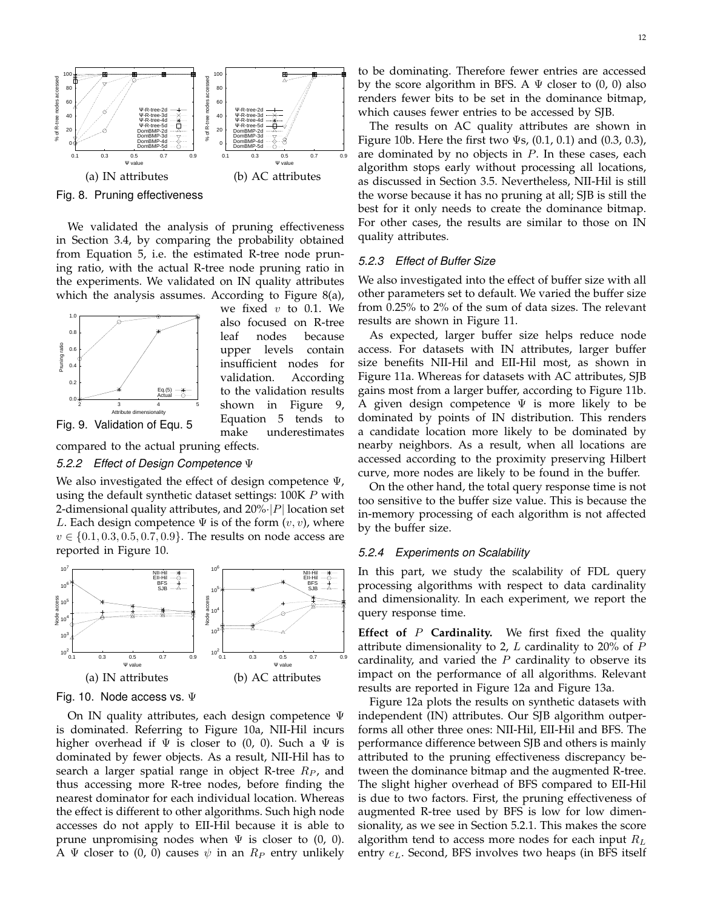(a) IN attributes

(b) AC attributes

Fig. 8. Pruning effectiveness

We validated the analysis of pruning effectiveness in Section 3.4, by comparing the probability obtained from Equation 5, i.e. the estimated R-tree node pruning ratio, with the actual R-tree node pruning ratio in the experiments. We validated on IN quality attributes which the analysis assumes. According to Figure 8(a), we fixed $v$ to 0.1. We also focused on R-tree leaf nodes because upper levels contain insufficient nodes for validation. According to the validation results shown in Figure 9, Equation 5 tends to make underestimates compared to the actual pruning effects.

Fig. 9. Validation of Equ. 5

#### 5.2.2 Effect of Design Competence $\Psi$

We also investigated the effect of design competence $\Psi$, using the default synthetic dataset settings: 100K $P$ with 2-dimensional quality attributes, and $20\% \cdot |P|$ location set $L$. Each design competence $\Psi$ is of the form $(v, v)$, where $v \in \{0.1, 0.3, 0.5, 0.7, 0.9\}$. The results on node access are reported in Figure 10.

(a) IN attributes

(b) AC attributes

Fig. 10. Node access vs. $\Psi$

On IN quality attributes, each design competence $\Psi$ is dominated. Referring to Figure 10a, NII-Hil incurs higher overhead if $\Psi$ is closer to (0, 0). Such a $\Psi$ is dominated by fewer objects. As a result, NII-Hil has to search a larger spatial range in object R-tree $R_P$, and thus accessing more R-tree nodes, before finding the nearest dominator for each individual location. Whereas the effect is different to other algorithms. Such high node accesses do not apply to EII-Hil because it is able to prune unpromising nodes when $\Psi$ is closer to (0, 0). A $\Psi$ closer to (0, 0) causes $\psi$ in an $R_P$ entry unlikely to be dominating. Therefore fewer entries are accessed by the score algorithm in BFS. A $\Psi$ closer to (0, 0) also renders fewer bits to be set in the dominance bitmap, which causes fewer entries to be accessed by SJB.

The results on AC quality attributes are shown in Figure 10b. Here the first two $\Psi$s, (0.1, 0.1) and (0.3, 0.3), are dominated by no objects in $P$. In these cases, each algorithm stops early without processing all locations, as discussed in Section 3.5. Nevertheless, NII-Hil is still the worse because it has no pruning at all; SJB is still the best for it only needs to create the dominance bitmap. For other cases, the results are similar to those on IN quality attributes.

#### 5.2.3 Effect of Buffer Size

We also investigated into the effect of buffer size with all other parameters set to default. We varied the buffer size from 0.25% to 2% of the sum of data sizes. The relevant results are shown in Figure 11.

As expected, larger buffer size helps reduce node access. For datasets with IN attributes, larger buffer size benefits NII-Hil and EII-Hil most, as shown in Figure 11a. Whereas for datasets with AC attributes, SJB gains most from a larger buffer, according to Figure 11b. A given design competence $\Psi$ is more likely to be dominated by points of IN distribution. This renders a candidate location more likely to be dominated by nearby neighbors. As a result, when all locations are accessed according to the proximity preserving Hilbert curve, more nodes are likely to be found in the buffer.

On the other hand, the total query response time is not too sensitive to the buffer size value. This is because the in-memory processing of each algorithm is not affected by the buffer size.

#### 5.2.4 Experiments on Scalability

In this part, we study the scalability of FDL query processing algorithms with respect to data cardinality and dimensionality. In each experiment, we report the query response time.

**Effect of $P$ Cardinality.** We first fixed the quality attribute dimensionality to 2, $L$ cardinality to 20% of $P$ cardinality, and varied the $P$ cardinality to observe its impact on the performance of all algorithms. Relevant results are reported in Figure 12a and Figure 13a.

Figure 12a plots the results on synthetic datasets with independent (IN) attributes. Our SJB algorithm outperforms all other three ones: NII-Hil, EII-Hil and BFS. The performance difference between SJB and others is mainly attributed to the pruning effectiveness discrepancy between the dominance bitmap and the augmented R-tree. The slight higher overhead of BFS compared to EII-Hil is due to two factors. First, the pruning effectiveness of augmented R-tree used by BFS is low for low dimensionality, as we see in Section 5.2.1. This makes the score algorithm tend to access more nodes for each input $R_L$ entry $e_L$. Second, BFS involves two heaps (in BFS itself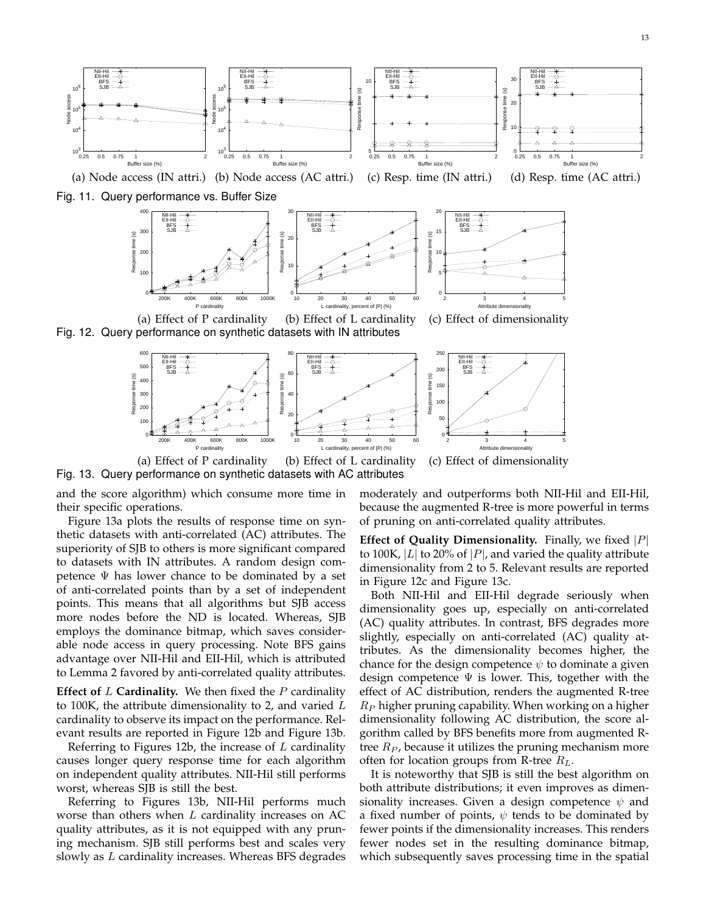(a) Node access (IN attri.) (b) Node access (AC attri.) (c) Resp. time (IN attri.) (d) Resp. time (AC attri.)

Fig. 11. Query performance vs. Buffer Size

(a) Effect of P cardinality (b) Effect of L cardinality (c) Effect of dimensionality

Fig. 12. Query performance on synthetic datasets with IN attributes

(a) Effect of P cardinality (b) Effect of L cardinality (c) Effect of dimensionality

Fig. 13. Query performance on synthetic datasets with AC attributes

and the score algorithm) which consume more time in their specific operations.

Figure 13a plots the results of response time on synthetic datasets with anti-correlated (AC) attributes. The superiority of SJB to others is more significant compared to datasets with IN attributes. A random design competence $\Psi$ has lower chance to be dominated by a set of anti-correlated points than by a set of independent points. This means that all algorithms but SJB access more nodes before the ND is located. Whereas, SJB employs the dominance bitmap, which saves considerable node access in query processing. Note BFS gains advantage over NII-Hil and EII-Hil, which is attributed to Lemma 2 favored by anti-correlated quality attributes.

**Effect of $L$ Cardinality.** We then fixed the $P$ cardinality to 100K, the attribute dimensionality to 2, and varied $L$ cardinality to observe its impact on the performance. Relevant results are reported in Figure 12b and Figure 13b.

Referring to Figures 12b, the increase of $L$ cardinality causes longer query response time for each algorithm on independent quality attributes. NII-Hil still performs worst, whereas SJB is still the best.

Referring to Figures 13b, NII-Hil performs much worse than others when $L$ cardinality increases on AC quality attributes, as it is not equipped with any pruning mechanism. SJB still performs best and scales very slowly as $L$ cardinality increases. Whereas BFS degrades moderately and outperforms both NII-Hil and EII-Hil, because the augmented R-tree is more powerful in terms of pruning on anti-correlated quality attributes.

**Effect of Quality Dimensionality.** Finally, we fixed $|P|$ to 100K, $|L|$ to 20% of $|P|$, and varied the quality attribute dimensionality from 2 to 5. Relevant results are reported in Figure 12c and Figure 13c.

Both NII-Hil and EII-Hil degrade seriously when dimensionality goes up, especially on anti-correlated (AC) quality attributes. In contrast, BFS degrades more slightly, especially on anti-correlated (AC) quality attributes. As the dimensionality becomes higher, the chance for the design competence $\psi$ to dominate a given design competence $\Psi$ is lower. This, together with the effect of AC distribution, renders the augmented R-tree $R_P$ higher pruning capability. When working on a higher dimensionality following AC distribution, the score algorithm called by BFS benefits more from augmented R-tree $R_P$, because it utilizes the pruning mechanism more often for location groups from R-tree $R_L$.

It is noteworthy that SJB is still the best algorithm on both attribute distributions; it even improves as dimensionality increases. Given a design competence $\psi$ and a fixed number of points, $\psi$ tends to be dominated by fewer points if the dimensionality increases. This renders fewer nodes set in the resulting dominance bitmap, which subsequently saves processing time in the spatial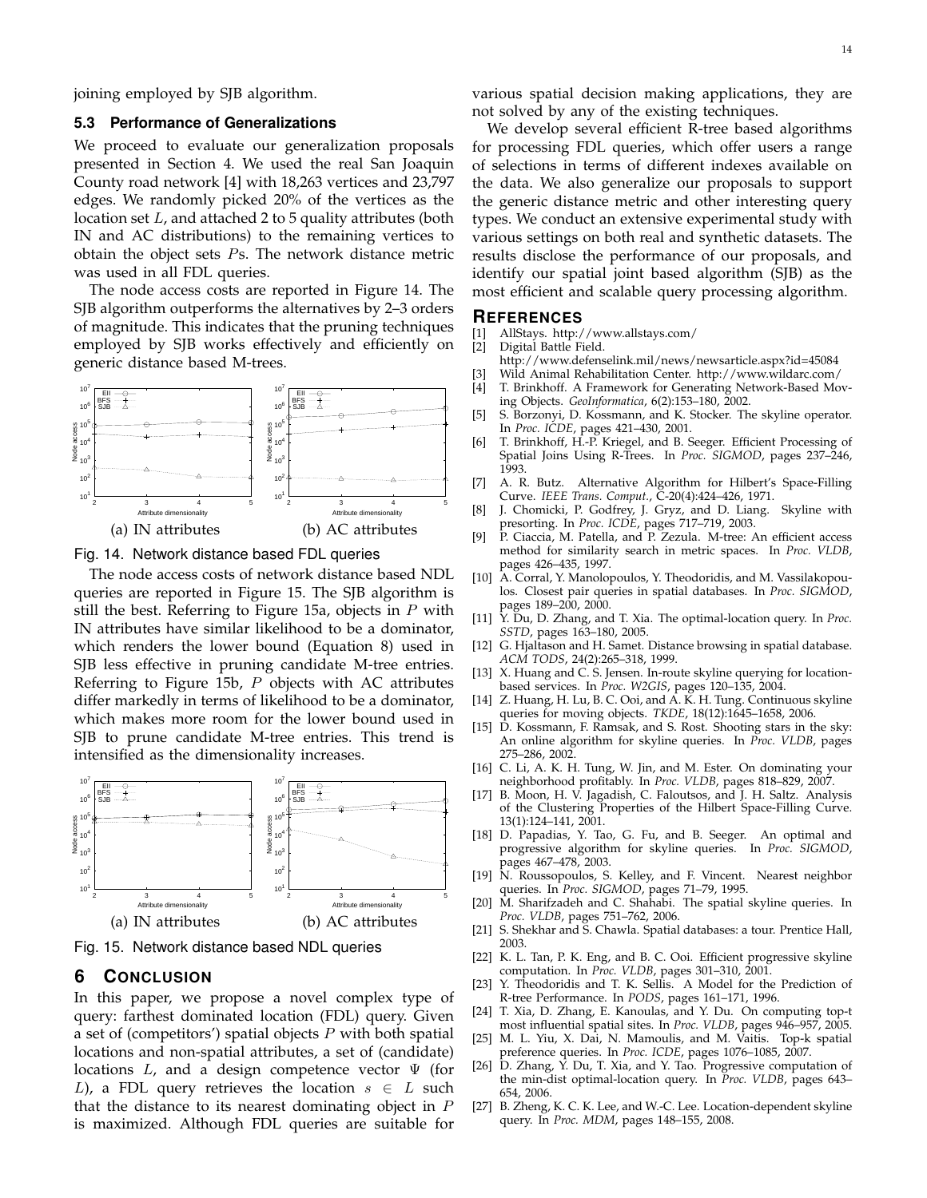joining employed by SJB algorithm.

### 5.3 Performance of Generalizations

We proceed to evaluate our generalization proposals presented in Section 4. We used the real San Joaquin County road network [4] with 18,263 vertices and 23,797 edges. We randomly picked 20% of the vertices as the location set $L$, and attached 2 to 5 quality attributes (both IN and AC distributions) to the remaining vertices to obtain the object sets $P$s. The network distance metric was used in all FDL queries.

The node access costs are reported in Figure 14. The SJB algorithm outperforms the alternatives by 2–3 orders of magnitude. This indicates that the pruning techniques employed by SJB works effectively and efficiently on generic distance based M-trees.

(a) IN attributes (b) AC attributes

Fig. 14. Network distance based FDL queries

The node access costs of network distance based NDL queries are reported in Figure 15. The SJB algorithm is still the best. Referring to Figure 15a, objects in $P$ with IN attributes have similar likelihood to be a dominator, which renders the lower bound (Equation 8) used in SJB less effective in pruning candidate M-tree entries. Referring to Figure 15b, $P$ objects with AC attributes differ markedly in terms of likelihood to be a dominator, which makes more room for the lower bound used in SJB to prune candidate M-tree entries. This trend is intensified as the dimensionality increases.

(a) IN attributes (b) AC attributes

Fig. 15. Network distance based NDL queries

## 6 Conclusion

In this paper, we propose a novel complex type of query: farthest dominated location (FDL) query. Given a set of (competitors') spatial objects $P$ with both spatial locations and non-spatial attributes, a set of (candidate) locations $L$, and a design competence vector $\Psi$ (for $L$), a FDL query retrieves the location $s \in L$ such that the distance to its nearest dominating object in $P$ is maximized. Although FDL queries are suitable for various spatial decision making applications, they are not solved by any of the existing techniques.

We develop several efficient R-tree based algorithms for processing FDL queries, which offer users a range of selections in terms of different indexes available on the data. We also generalize our proposals to support the generic distance metric and other interesting query types. We conduct an extensive experimental study with various settings on both real and synthetic datasets. The results disclose the performance of our proposals, and identify our spatial joint based algorithm (SJB) as the most efficient and scalable query processing algorithm.

## References

[1] AllStays. http://www.allstays.com/
[2] Digital Battle Field. http://www.defenselink.mil/news/newsarticle.aspx?id=45084
[3] Wild Animal Rehabilitation Center. http://www.wildarc.com/
[4] T. Brinkhoff. A Framework for Generating Network-Based Moving Objects. *GeoInformatica*, 6(2):153–180, 2002.
[5] S. Borzonyi, D. Kossmann, and K. Stocker. The skyline operator. In *Proc. ICDE*, pages 421–430, 2001.
[6] T. Brinkhoff, H.-P. Kriegel, and B. Seeger. Efficient Processing of Spatial Joins Using R-Trees. In *Proc. SIGMOD*, pages 237–246, 1993.
[7] A. R. Butz. Alternative Algorithm for Hilbert's Space-Filling Curve. *IEEE Trans. Comput.*, C-20(4):424–426, 1971.
[8] J. Chomicki, P. Godfrey, J. Gryz, and D. Liang. Skyline with presorting. In *Proc. ICDE*, pages 717–719, 2003.
[9] P. Ciaccia, M. Patella, and P. Zezula. M-tree: An efficient access method for similarity search in metric spaces. In *Proc. VLDB*, pages 426–435, 1997.
[10] A. Corral, Y. Manolopoulos, Y. Theodoridis, and M. Vassilakopoulos. Closest pair queries in spatial databases. In *Proc. SIGMOD*, pages 189–200, 2000.
[11] Y. Du, D. Zhang, and T. Xia. The optimal-location query. In *Proc. SSTD*, pages 163–180, 2005.
[12] G. Hjaltason and H. Samet. Distance browsing in spatial database. *ACM TODS*, 24(2):265–318, 1999.
[13] X. Huang and C. S. Jensen. In-route skyline querying for location-based services. In *Proc. W2GIS*, pages 120–135, 2004.
[14] Z. Huang, H. Lu, B. C. Ooi, and A. K. H. Tung. Continuous skyline queries for moving objects. *TKDE*, 18(12):1645–1658, 2006.
[15] D. Kossmann, F. Ramsak, and S. Rost. Shooting stars in the sky: An online algorithm for skyline queries. In *Proc. VLDB*, pages 275–286, 2002.
[16] C. Li, A. K. H. Tung, W. Jin, and M. Ester. On dominating your neighborhood profitably. In *Proc. VLDB*, pages 818–829, 2007.
[17] B. Moon, H. V. Jagadish, C. Faloutsos, and J. H. Saltz. Analysis of the Clustering Properties of the Hilbert Space-Filling Curve. 13(1):124–141, 2001.
[18] D. Papadias, Y. Tao, G. Fu, and B. Seeger. An optimal and progressive algorithm for skyline queries. In *Proc. SIGMOD*, pages 467–478, 2003.
[19] N. Roussopoulos, S. Kelley, and F. Vincent. Nearest neighbor queries. In *Proc. SIGMOD*, pages 71–79, 1995.
[20] M. Sharifzadeh and C. Shahabi. The spatial skyline queries. In *Proc. VLDB*, pages 751–762, 2006.
[21] S. Shekhar and S. Chawla. Spatial databases: a tour. Prentice Hall, 2003.
[22] K. L. Tan, P. K. Eng, and B. C. Ooi. Efficient progressive skyline computation. In *Proc. VLDB*, pages 301–310, 2001.
[23] Y. Theodoridis and T. K. Sellis. A Model for the Prediction of R-tree Performance. In *PODS*, pages 161–171, 1996.
[24] T. Xia, D. Zhang, E. Kanoulas, and Y. Du. On computing top-t most influential spatial sites. In *Proc. VLDB*, pages 946–957, 2005.
[25] M. L. Yiu, X. Dai, N. Mamoulis, and M. Vaitis. Top-k spatial preference queries. In *Proc. ICDE*, pages 1076–1085, 2007.
[26] D. Zhang, Y. Du, T. Xia, and Y. Tao. Progressive computation of the min-dist optimal-location query. In *Proc. VLDB*, pages 643–654, 2006.
[27] B. Zheng, K. C. K. Lee, and W.-C. Lee. Location-dependent skyline query. In *Proc. MDM*, pages 148–155, 2008.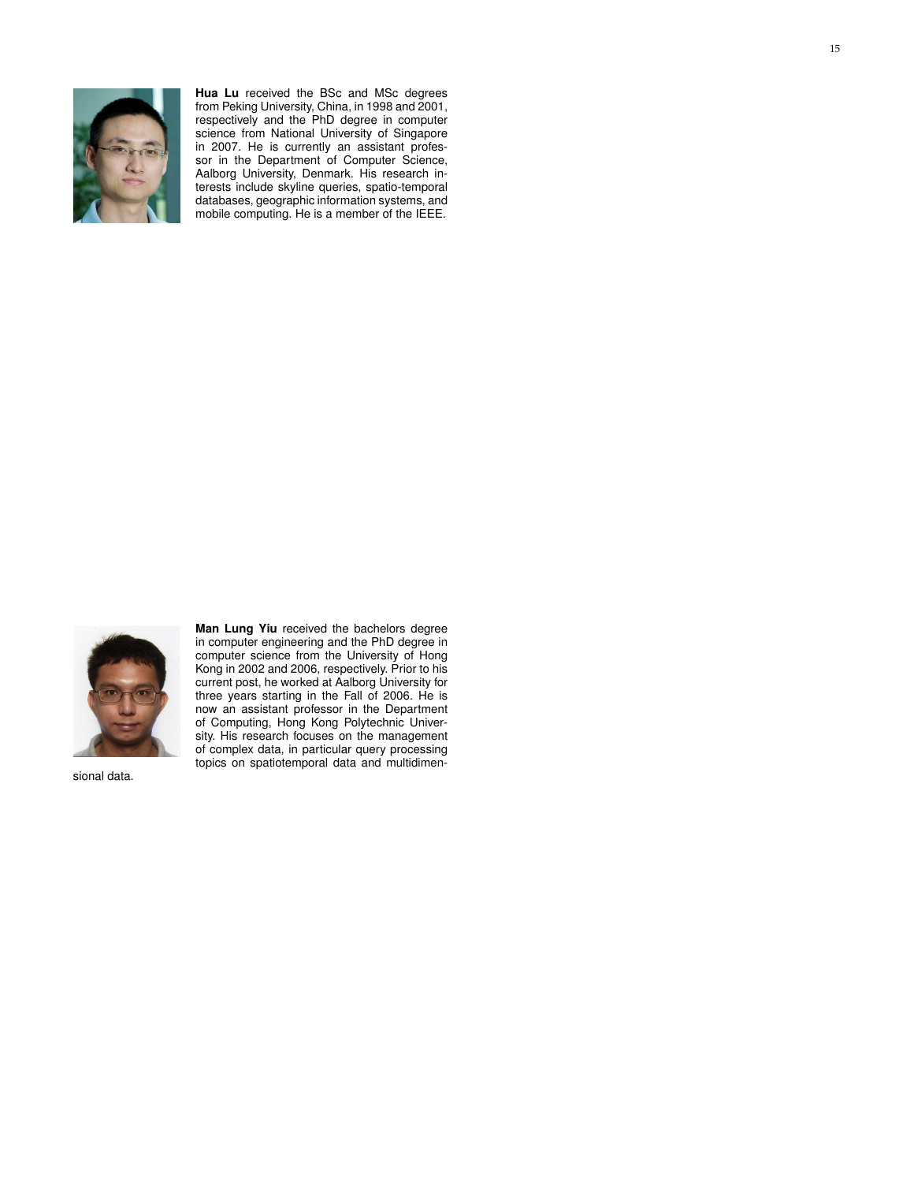**Hua Lu** received the BSc and MSc degrees from Peking University, China, in 1998 and 2001, respectively and the PhD degree in computer science from National University of Singapore in 2007. He is currently an assistant professor in the Department of Computer Science, Aalborg University, Denmark. His research interests include skyline queries, spatio-temporal databases, geographic information systems, and mobile computing. He is a member of the IEEE.

**Man Lung Yiu** received the bachelors degree in computer engineering and the PhD degree in computer science from the University of Hong Kong in 2002 and 2006, respectively. Prior to his current post, he worked at Aalborg University for three years starting in the Fall of 2006. He is now an assistant professor in the Department of Computing, Hong Kong Polytechnic University. His research focuses on the management of complex data, in particular query processing topics on spatiotemporal data and multidimensional data.